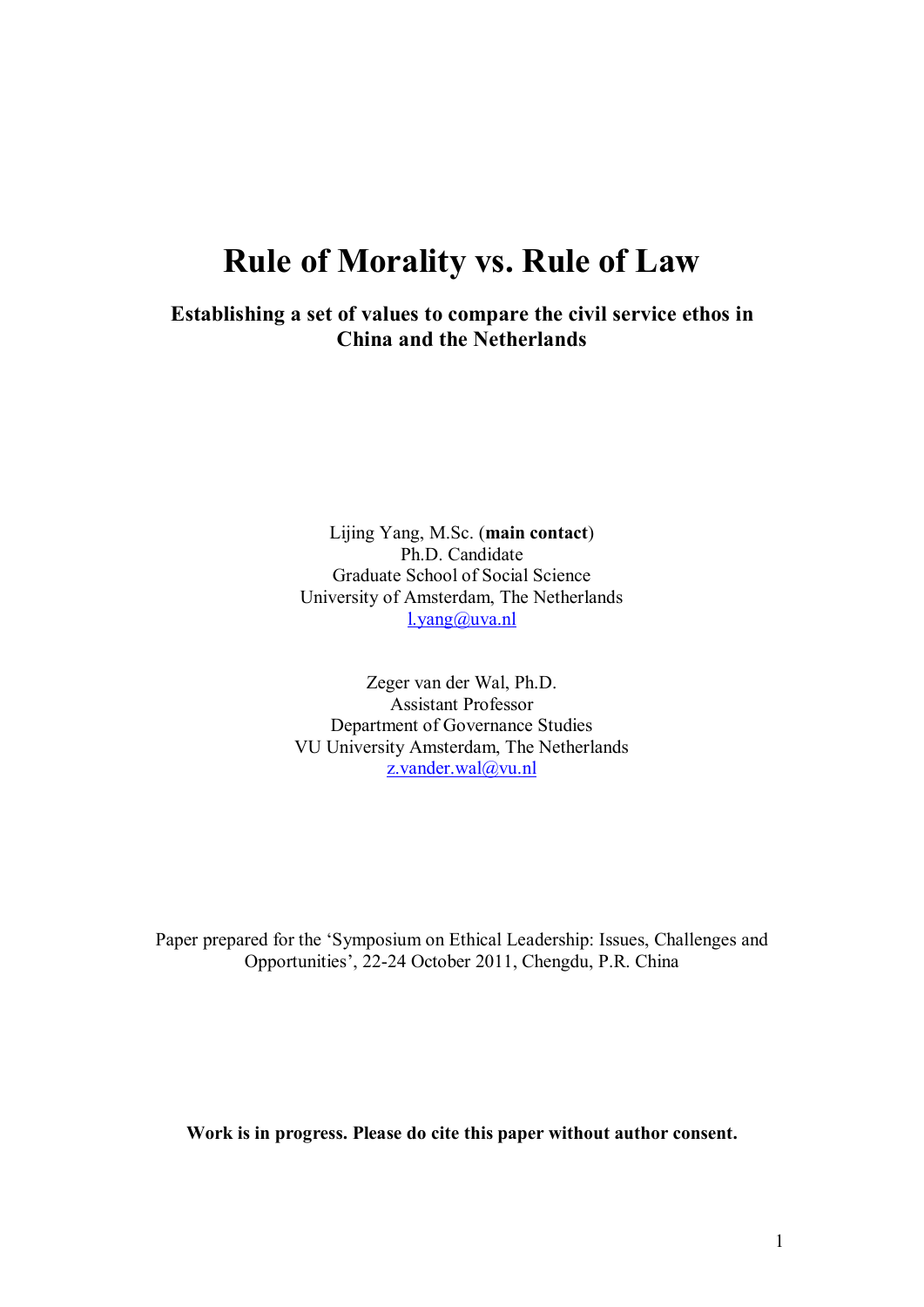# Rule of Morality vs. Rule of Law

**Establishing a set of values to compare the civil service ethos in China and the Netherlands**

Lijing Yang, M.Sc. (**main contact**)
Ph.D. Candidate
Graduate School of Social Science
University of Amsterdam, The Netherlands
l.yang@uva.nl

Zeger van der Wal, Ph.D.
Assistant Professor
Department of Governance Studies
VU University Amsterdam, The Netherlands
z.vander.wal@vu.nl

Paper prepared for the 'Symposium on Ethical Leadership: Issues, Challenges and Opportunities', 22-24 October 2011, Chengdu, P.R. China

**Work is in progress. Please do cite this paper without author consent.**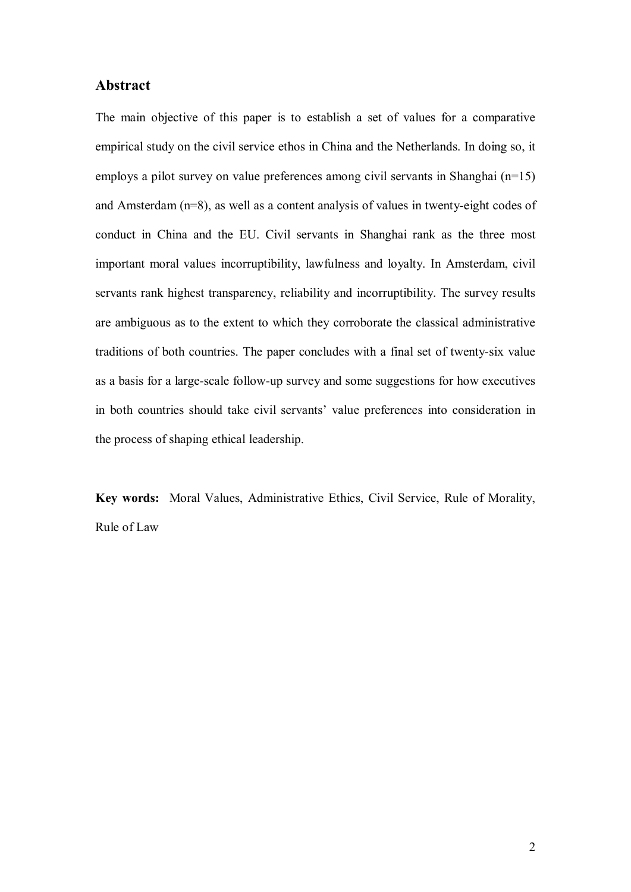## Abstract

The main objective of this paper is to establish a set of values for a comparative empirical study on the civil service ethos in China and the Netherlands. In doing so, it employs a pilot survey on value preferences among civil servants in Shanghai (n=15) and Amsterdam (n=8), as well as a content analysis of values in twenty-eight codes of conduct in China and the EU. Civil servants in Shanghai rank as the three most important moral values incorruptibility, lawfulness and loyalty. In Amsterdam, civil servants rank highest transparency, reliability and incorruptibility. The survey results are ambiguous as to the extent to which they corroborate the classical administrative traditions of both countries. The paper concludes with a final set of twenty-six value as a basis for a large-scale follow-up survey and some suggestions for how executives in both countries should take civil servants' value preferences into consideration in the process of shaping ethical leadership.

**Key words:** Moral Values, Administrative Ethics, Civil Service, Rule of Morality, Rule of Law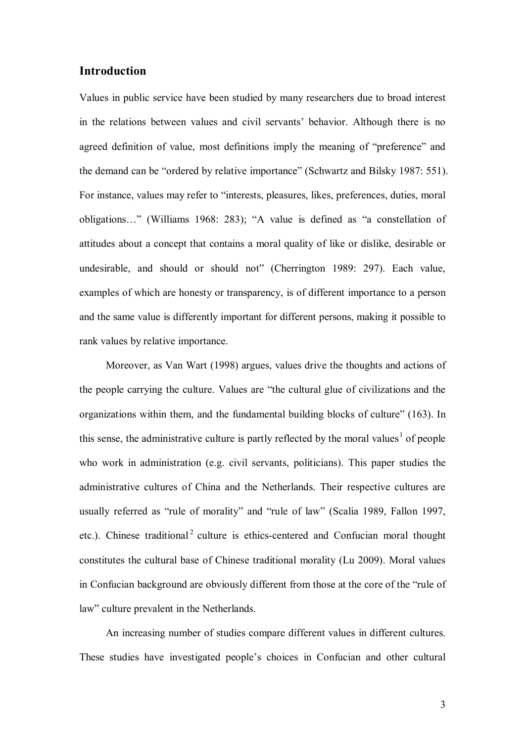## Introduction

Values in public service have been studied by many researchers due to broad interest in the relations between values and civil servants' behavior. Although there is no agreed definition of value, most definitions imply the meaning of "preference" and the demand can be "ordered by relative importance" (Schwartz and Bilsky 1987: 551). For instance, values may refer to "interests, pleasures, likes, preferences, duties, moral obligations…" (Williams 1968: 283); "A value is defined as "a constellation of attitudes about a concept that contains a moral quality of like or dislike, desirable or undesirable, and should or should not" (Cherrington 1989: 297). Each value, examples of which are honesty or transparency, is of different importance to a person and the same value is differently important for different persons, making it possible to rank values by relative importance.

Moreover, as Van Wart (1998) argues, values drive the thoughts and actions of the people carrying the culture. Values are "the cultural glue of civilizations and the organizations within them, and the fundamental building blocks of culture" (163). In this sense, the administrative culture is partly reflected by the moral values[1] of people who work in administration (e.g. civil servants, politicians). This paper studies the administrative cultures of China and the Netherlands. Their respective cultures are usually referred as "rule of morality" and "rule of law" (Scalia 1989, Fallon 1997, etc.). Chinese traditional[2] culture is ethics-centered and Confucian moral thought constitutes the cultural base of Chinese traditional morality (Lu 2009). Moral values in Confucian background are obviously different from those at the core of the "rule of law" culture prevalent in the Netherlands.

An increasing number of studies compare different values in different cultures. These studies have investigated people's choices in Confucian and other cultural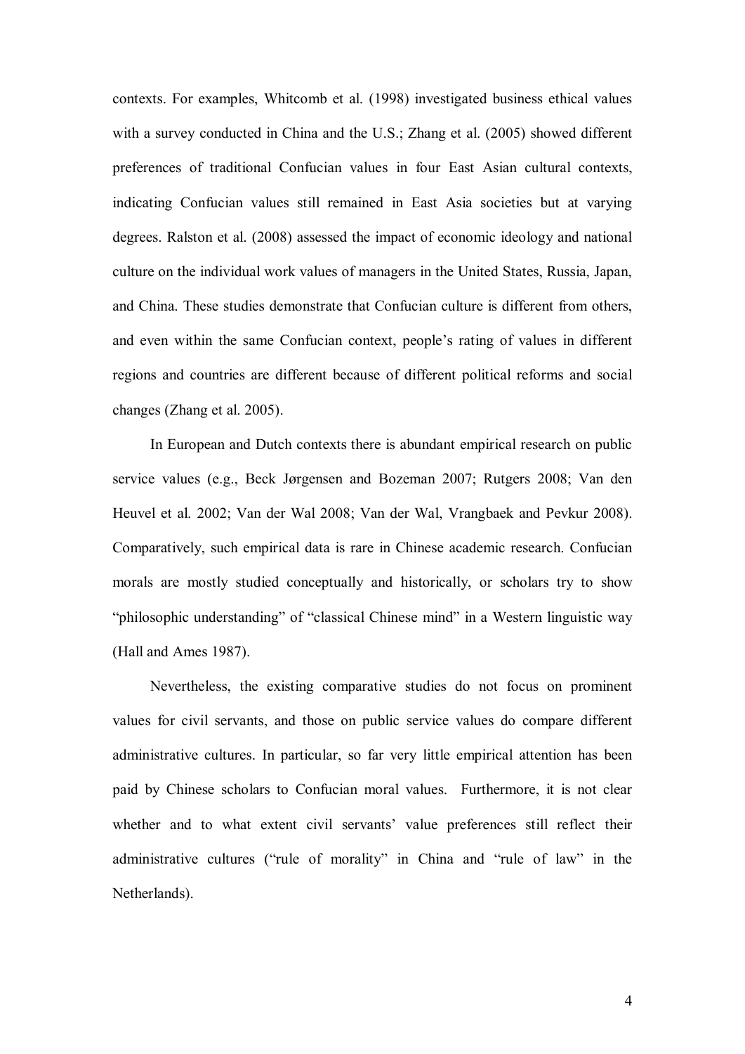contexts. For examples, Whitcomb et al. (1998) investigated business ethical values with a survey conducted in China and the U.S.; Zhang et al. (2005) showed different preferences of traditional Confucian values in four East Asian cultural contexts, indicating Confucian values still remained in East Asia societies but at varying degrees. Ralston et al. (2008) assessed the impact of economic ideology and national culture on the individual work values of managers in the United States, Russia, Japan, and China. These studies demonstrate that Confucian culture is different from others, and even within the same Confucian context, people's rating of values in different regions and countries are different because of different political reforms and social changes (Zhang et al. 2005).

In European and Dutch contexts there is abundant empirical research on public service values (e.g., Beck Jørgensen and Bozeman 2007; Rutgers 2008; Van den Heuvel et al. 2002; Van der Wal 2008; Van der Wal, Vrangbaek and Pevkur 2008). Comparatively, such empirical data is rare in Chinese academic research. Confucian morals are mostly studied conceptually and historically, or scholars try to show "philosophic understanding" of "classical Chinese mind" in a Western linguistic way (Hall and Ames 1987).

Nevertheless, the existing comparative studies do not focus on prominent values for civil servants, and those on public service values do compare different administrative cultures. In particular, so far very little empirical attention has been paid by Chinese scholars to Confucian moral values. Furthermore, it is not clear whether and to what extent civil servants' value preferences still reflect their administrative cultures ("rule of morality" in China and "rule of law" in the Netherlands).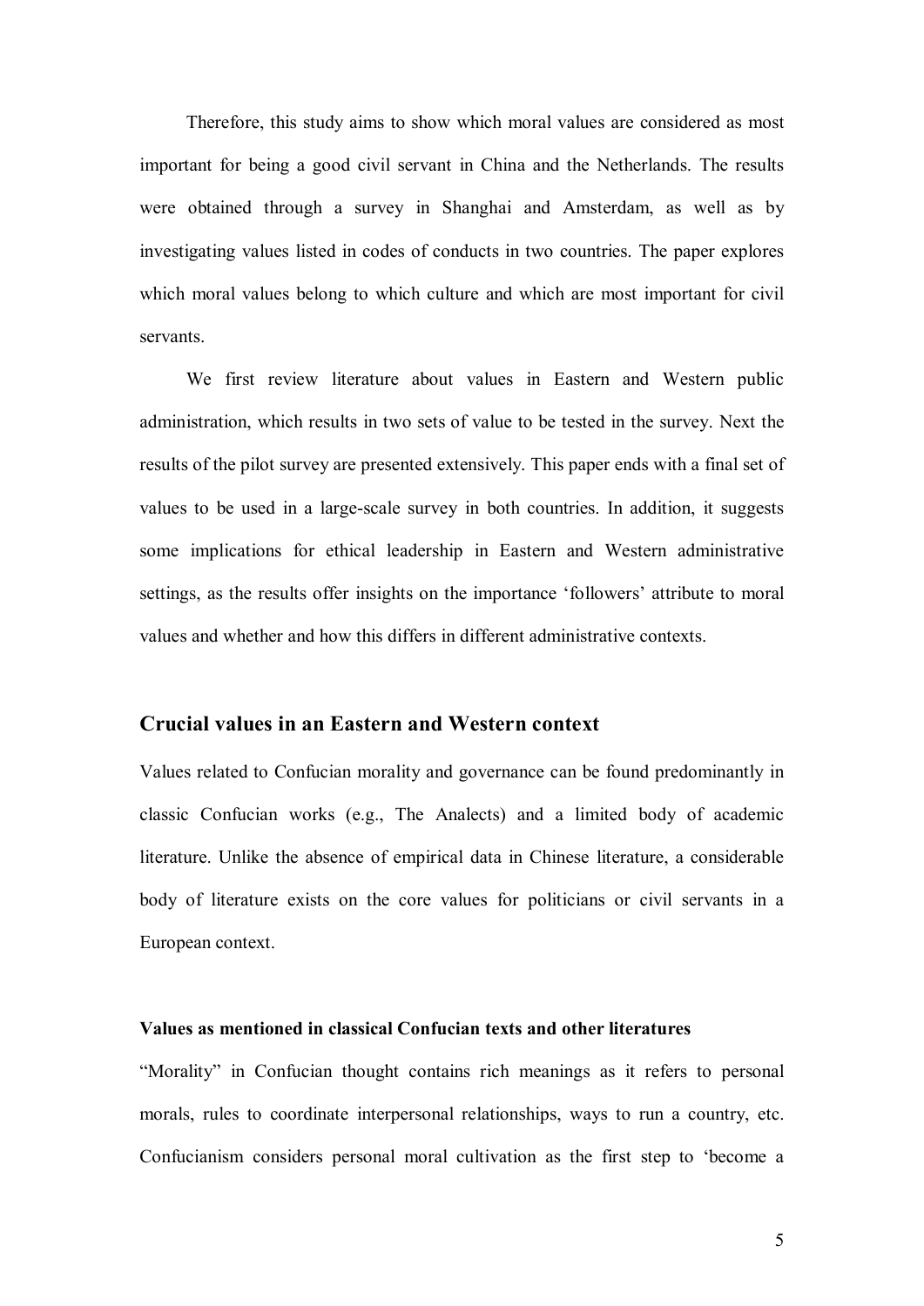Therefore, this study aims to show which moral values are considered as most important for being a good civil servant in China and the Netherlands. The results were obtained through a survey in Shanghai and Amsterdam, as well as by investigating values listed in codes of conducts in two countries. The paper explores which moral values belong to which culture and which are most important for civil servants.

We first review literature about values in Eastern and Western public administration, which results in two sets of value to be tested in the survey. Next the results of the pilot survey are presented extensively. This paper ends with a final set of values to be used in a large-scale survey in both countries. In addition, it suggests some implications for ethical leadership in Eastern and Western administrative settings, as the results offer insights on the importance 'followers' attribute to moral values and whether and how this differs in different administrative contexts.

## Crucial values in an Eastern and Western context

Values related to Confucian morality and governance can be found predominantly in classic Confucian works (e.g., The Analects) and a limited body of academic literature. Unlike the absence of empirical data in Chinese literature, a considerable body of literature exists on the core values for politicians or civil servants in a European context.

### Values as mentioned in classical Confucian texts and other literatures

"Morality" in Confucian thought contains rich meanings as it refers to personal morals, rules to coordinate interpersonal relationships, ways to run a country, etc. Confucianism considers personal moral cultivation as the first step to 'become a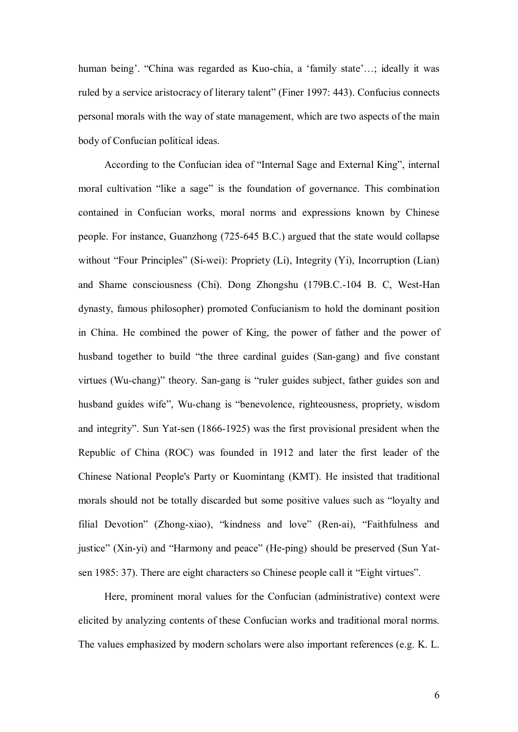human being'. "China was regarded as Kuo-chia, a 'family state'…; ideally it was ruled by a service aristocracy of literary talent" (Finer 1997: 443). Confucius connects personal morals with the way of state management, which are two aspects of the main body of Confucian political ideas.

According to the Confucian idea of "Internal Sage and External King", internal moral cultivation "like a sage" is the foundation of governance. This combination contained in Confucian works, moral norms and expressions known by Chinese people. For instance, Guanzhong (725-645 B.C.) argued that the state would collapse without "Four Principles" (Si-wei): Propriety (Li), Integrity (Yi), Incorruption (Lian) and Shame consciousness (Chi). Dong Zhongshu (179B.C.-104 B. C, West-Han dynasty, famous philosopher) promoted Confucianism to hold the dominant position in China. He combined the power of King, the power of father and the power of husband together to build "the three cardinal guides (San-gang) and five constant virtues (Wu-chang)" theory. San-gang is "ruler guides subject, father guides son and husband guides wife", Wu-chang is "benevolence, righteousness, propriety, wisdom and integrity". Sun Yat-sen (1866-1925) was the first provisional president when the Republic of China (ROC) was founded in 1912 and later the first leader of the Chinese National People's Party or Kuomintang (KMT). He insisted that traditional morals should not be totally discarded but some positive values such as "loyalty and filial Devotion" (Zhong-xiao), "kindness and love" (Ren-ai), "Faithfulness and justice" (Xin-yi) and "Harmony and peace" (He-ping) should be preserved (Sun Yat-sen 1985: 37). There are eight characters so Chinese people call it "Eight virtues".

Here, prominent moral values for the Confucian (administrative) context were elicited by analyzing contents of these Confucian works and traditional moral norms. The values emphasized by modern scholars were also important references (e.g. K. L.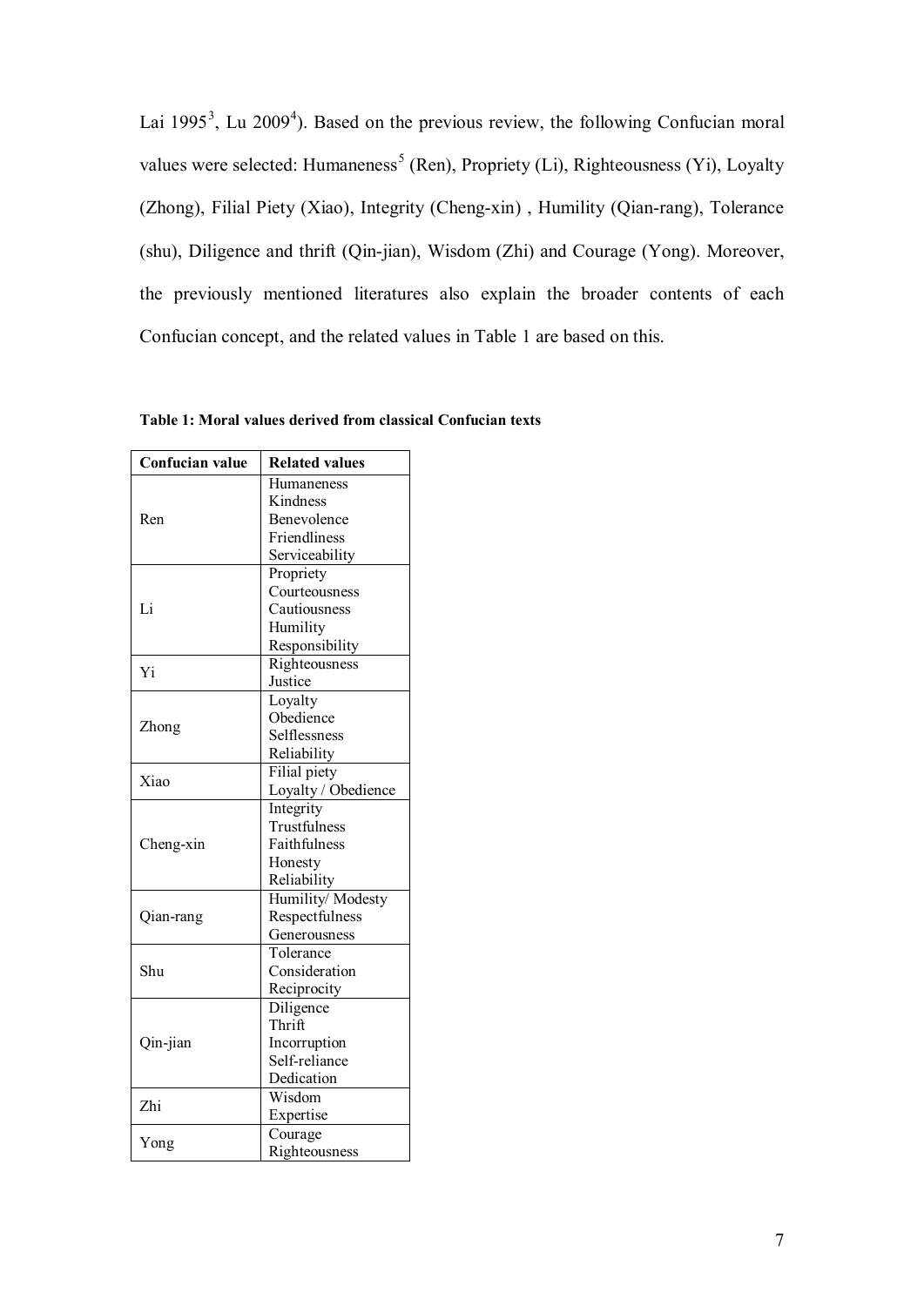Lai 1995[3], Lu 2009[4]). Based on the previous review, the following Confucian moral values were selected: Humaneness[5] (Ren), Propriety (Li), Righteousness (Yi), Loyalty (Zhong), Filial Piety (Xiao), Integrity (Cheng-xin) , Humility (Qian-rang), Tolerance (shu), Diligence and thrift (Qin-jian), Wisdom (Zhi) and Courage (Yong). Moreover, the previously mentioned literatures also explain the broader contents of each Confucian concept, and the related values in Table 1 are based on this.

**Table 1: Moral values derived from classical Confucian texts**

| Confucian value | Related values |
|---|---|
| Ren | Humaneness<br>Kindness<br>Benevolence<br>Friendliness<br>Serviceability |
| Li | Propriety<br>Courteousness<br>Cautiousness<br>Humility<br>Responsibility |
| Yi | Righteousness<br>Justice |
| Zhong | Loyalty<br>Obedience<br>Selflessness<br>Reliability |
| Xiao | Filial piety<br>Loyalty / Obedience |
| Cheng-xin | Integrity<br>Trustfulness<br>Faithfulness<br>Honesty<br>Reliability |
| Qian-rang | Humility/ Modesty<br>Respectfulness<br>Generousness |
| Shu | Tolerance<br>Consideration<br>Reciprocity |
| Qin-jian | Diligence<br>Thrift<br>Incorruption<br>Self-reliance<br>Dedication |
| Zhi | Wisdom<br>Expertise |
| Yong | Courage<br>Righteousness |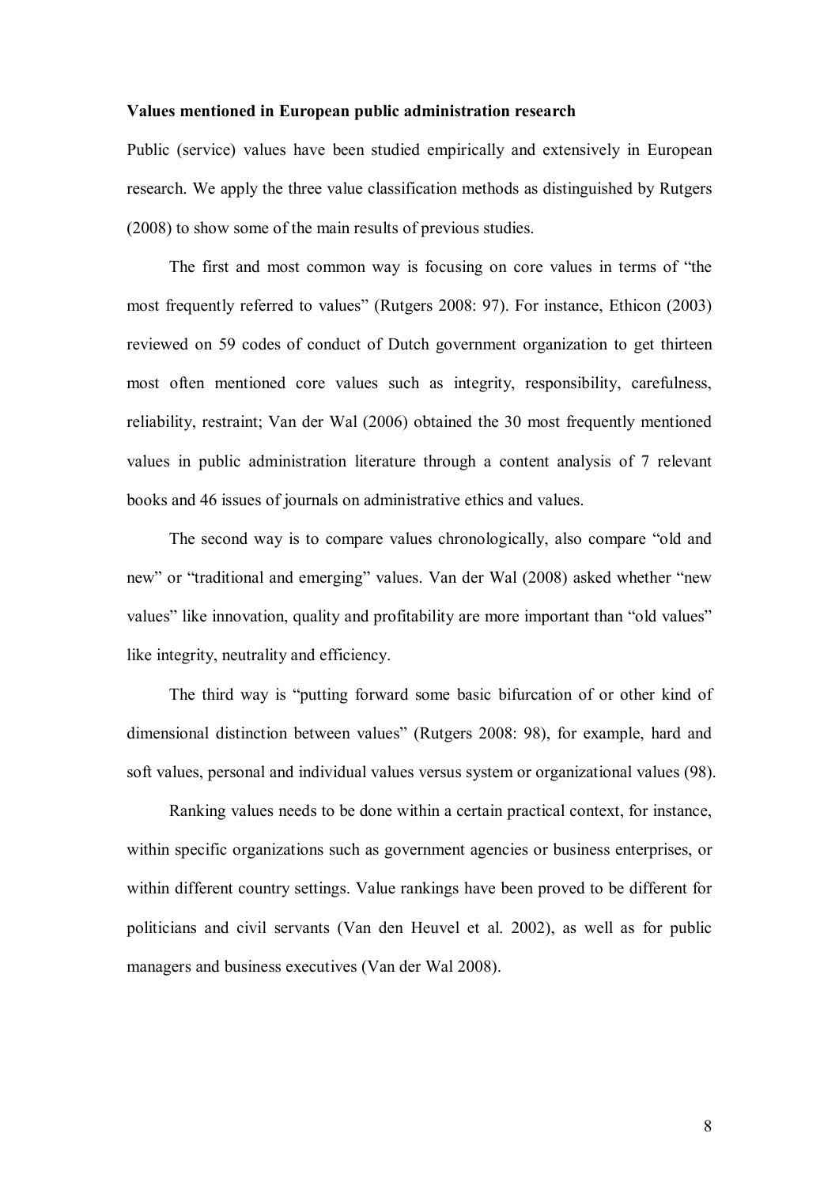**Values mentioned in European public administration research**

Public (service) values have been studied empirically and extensively in European research. We apply the three value classification methods as distinguished by Rutgers (2008) to show some of the main results of previous studies.

The first and most common way is focusing on core values in terms of "the most frequently referred to values" (Rutgers 2008: 97). For instance, Ethicon (2003) reviewed on 59 codes of conduct of Dutch government organization to get thirteen most often mentioned core values such as integrity, responsibility, carefulness, reliability, restraint; Van der Wal (2006) obtained the 30 most frequently mentioned values in public administration literature through a content analysis of 7 relevant books and 46 issues of journals on administrative ethics and values.

The second way is to compare values chronologically, also compare "old and new" or "traditional and emerging" values. Van der Wal (2008) asked whether "new values" like innovation, quality and profitability are more important than "old values" like integrity, neutrality and efficiency.

The third way is "putting forward some basic bifurcation of or other kind of dimensional distinction between values" (Rutgers 2008: 98), for example, hard and soft values, personal and individual values versus system or organizational values (98).

Ranking values needs to be done within a certain practical context, for instance, within specific organizations such as government agencies or business enterprises, or within different country settings. Value rankings have been proved to be different for politicians and civil servants (Van den Heuvel et al. 2002), as well as for public managers and business executives (Van der Wal 2008).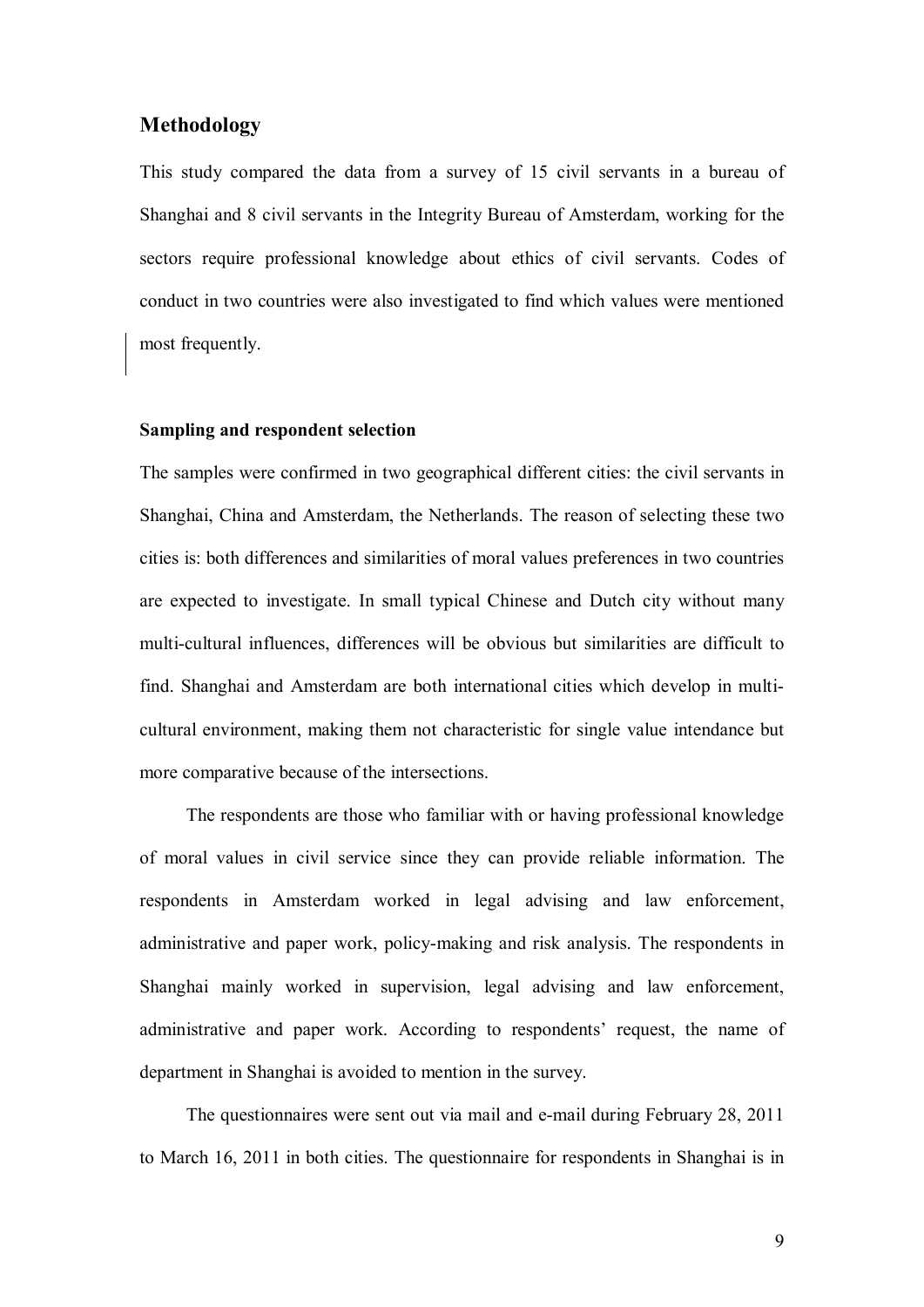## Methodology

This study compared the data from a survey of 15 civil servants in a bureau of Shanghai and 8 civil servants in the Integrity Bureau of Amsterdam, working for the sectors require professional knowledge about ethics of civil servants. Codes of conduct in two countries were also investigated to find which values were mentioned most frequently.

### Sampling and respondent selection

The samples were confirmed in two geographical different cities: the civil servants in Shanghai, China and Amsterdam, the Netherlands. The reason of selecting these two cities is: both differences and similarities of moral values preferences in two countries are expected to investigate. In small typical Chinese and Dutch city without many multi-cultural influences, differences will be obvious but similarities are difficult to find. Shanghai and Amsterdam are both international cities which develop in multi-cultural environment, making them not characteristic for single value intendance but more comparative because of the intersections.

The respondents are those who familiar with or having professional knowledge of moral values in civil service since they can provide reliable information. The respondents in Amsterdam worked in legal advising and law enforcement, administrative and paper work, policy-making and risk analysis. The respondents in Shanghai mainly worked in supervision, legal advising and law enforcement, administrative and paper work. According to respondents' request, the name of department in Shanghai is avoided to mention in the survey.

The questionnaires were sent out via mail and e-mail during February 28, 2011 to March 16, 2011 in both cities. The questionnaire for respondents in Shanghai is in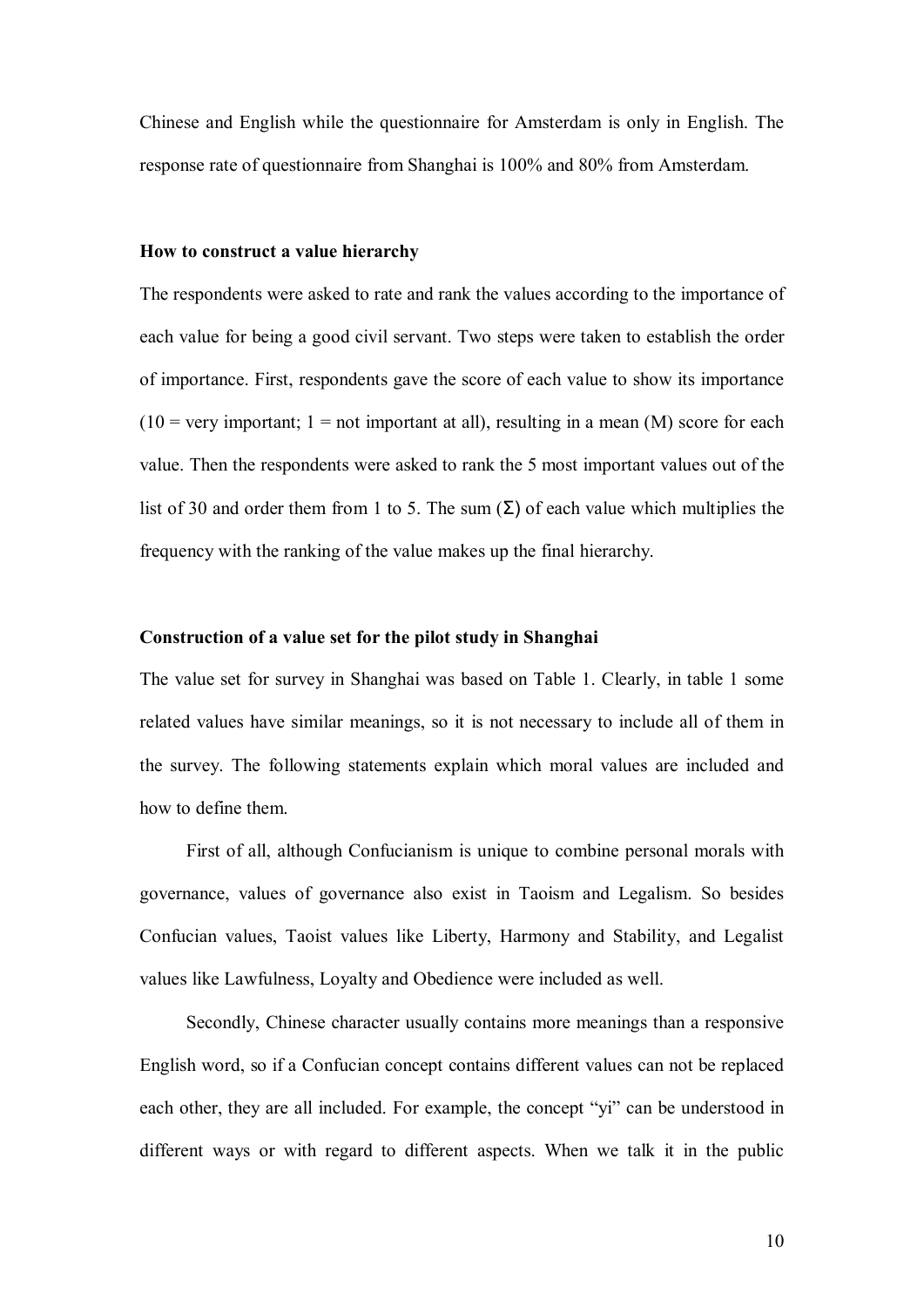Chinese and English while the questionnaire for Amsterdam is only in English. The response rate of questionnaire from Shanghai is 100% and 80% from Amsterdam.

**How to construct a value hierarchy**

The respondents were asked to rate and rank the values according to the importance of each value for being a good civil servant. Two steps were taken to establish the order of importance. First, respondents gave the score of each value to show its importance (10 = very important; 1 = not important at all), resulting in a mean (M) score for each value. Then the respondents were asked to rank the 5 most important values out of the list of 30 and order them from 1 to 5. The sum ($\Sigma$) of each value which multiplies the frequency with the ranking of the value makes up the final hierarchy.

**Construction of a value set for the pilot study in Shanghai**

The value set for survey in Shanghai was based on Table 1. Clearly, in table 1 some related values have similar meanings, so it is not necessary to include all of them in the survey. The following statements explain which moral values are included and how to define them.

First of all, although Confucianism is unique to combine personal morals with governance, values of governance also exist in Taoism and Legalism. So besides Confucian values, Taoist values like Liberty, Harmony and Stability, and Legalist values like Lawfulness, Loyalty and Obedience were included as well.

Secondly, Chinese character usually contains more meanings than a responsive English word, so if a Confucian concept contains different values can not be replaced each other, they are all included. For example, the concept "yi" can be understood in different ways or with regard to different aspects. When we talk it in the public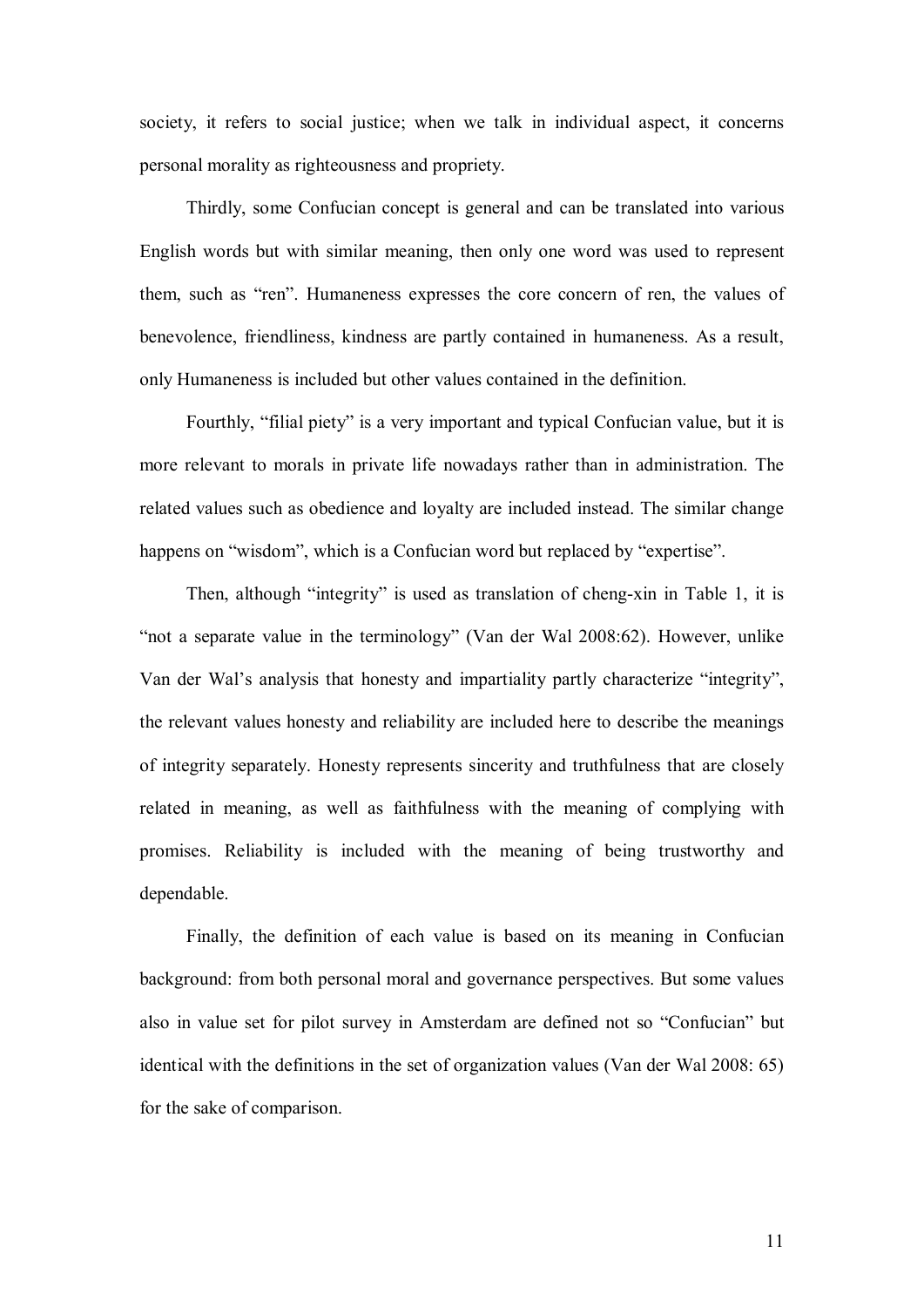society, it refers to social justice; when we talk in individual aspect, it concerns personal morality as righteousness and propriety.

Thirdly, some Confucian concept is general and can be translated into various English words but with similar meaning, then only one word was used to represent them, such as "ren". Humaneness expresses the core concern of ren, the values of benevolence, friendliness, kindness are partly contained in humaneness. As a result, only Humaneness is included but other values contained in the definition.

Fourthly, "filial piety" is a very important and typical Confucian value, but it is more relevant to morals in private life nowadays rather than in administration. The related values such as obedience and loyalty are included instead. The similar change happens on "wisdom", which is a Confucian word but replaced by "expertise".

Then, although "integrity" is used as translation of cheng-xin in Table 1, it is "not a separate value in the terminology" (Van der Wal 2008:62). However, unlike Van der Wal's analysis that honesty and impartiality partly characterize "integrity", the relevant values honesty and reliability are included here to describe the meanings of integrity separately. Honesty represents sincerity and truthfulness that are closely related in meaning, as well as faithfulness with the meaning of complying with promises. Reliability is included with the meaning of being trustworthy and dependable.

Finally, the definition of each value is based on its meaning in Confucian background: from both personal moral and governance perspectives. But some values also in value set for pilot survey in Amsterdam are defined not so "Confucian" but identical with the definitions in the set of organization values (Van der Wal 2008: 65) for the sake of comparison.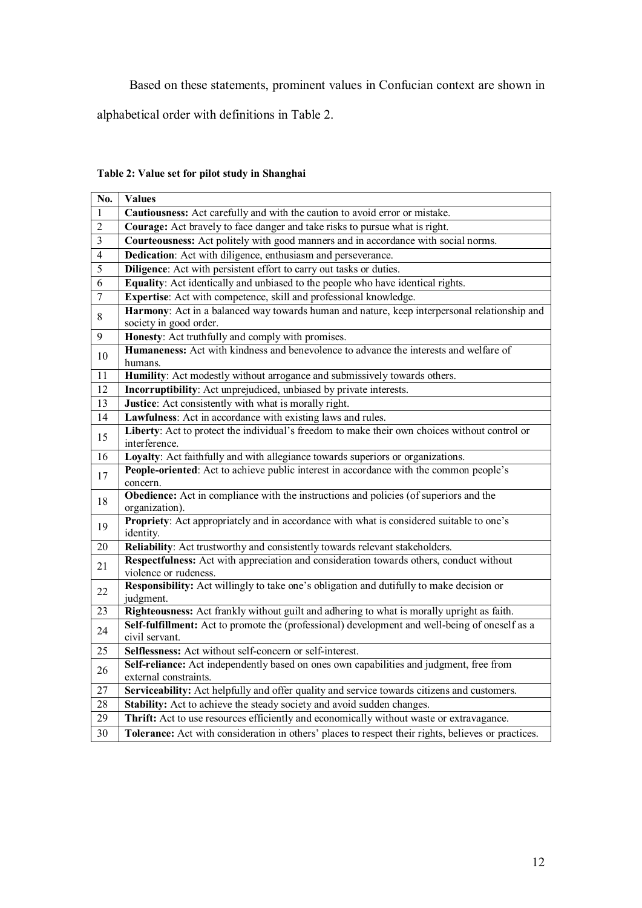Based on these statements, prominent values in Confucian context are shown in alphabetical order with definitions in Table 2.

**Table 2: Value set for pilot study in Shanghai**

| No. | Values |
|---|---|
| 1 | **Cautiousness:** Act carefully and with the caution to avoid error or mistake. |
| 2 | **Courage:** Act bravely to face danger and take risks to pursue what is right. |
| 3 | **Courteousness:** Act politely with good manners and in accordance with social norms. |
| 4 | **Dedication**: Act with diligence, enthusiasm and perseverance. |
| 5 | **Diligence**: Act with persistent effort to carry out tasks or duties. |
| 6 | **Equality**: Act identically and unbiased to the people who have identical rights. |
| 7 | **Expertise**: Act with competence, skill and professional knowledge. |
| 8 | **Harmony**: Act in a balanced way towards human and nature, keep interpersonal relationship and society in good order. |
| 9 | **Honesty**: Act truthfully and comply with promises. |
| 10 | **Humaneness:** Act with kindness and benevolence to advance the interests and welfare of humans. |
| 11 | **Humility**: Act modestly without arrogance and submissively towards others. |
| 12 | **Incorruptibility**: Act unprejudiced, unbiased by private interests. |
| 13 | **Justice**: Act consistently with what is morally right. |
| 14 | **Lawfulness**: Act in accordance with existing laws and rules. |
| 15 | **Liberty**: Act to protect the individual's freedom to make their own choices without control or interference. |
| 16 | **Loyalty**: Act faithfully and with allegiance towards superiors or organizations. |
| 17 | **People-oriented**: Act to achieve public interest in accordance with the common people's concern. |
| 18 | **Obedience:** Act in compliance with the instructions and policies (of superiors and the organization). |
| 19 | **Propriety**: Act appropriately and in accordance with what is considered suitable to one's identity. |
| 20 | **Reliability**: Act trustworthy and consistently towards relevant stakeholders. |
| 21 | **Respectfulness:** Act with appreciation and consideration towards others, conduct without violence or rudeness. |
| 22 | **Responsibility:** Act willingly to take one's obligation and dutifully to make decision or judgment. |
| 23 | **Righteousness:** Act frankly without guilt and adhering to what is morally upright as faith. |
| 24 | **Self-fulfillment:** Act to promote the (professional) development and well-being of oneself as a civil servant. |
| 25 | **Selflessness:** Act without self-concern or self-interest. |
| 26 | **Self-reliance:** Act independently based on ones own capabilities and judgment, free from external constraints. |
| 27 | **Serviceability:** Act helpfully and offer quality and service towards citizens and customers. |
| 28 | **Stability:** Act to achieve the steady society and avoid sudden changes. |
| 29 | **Thrift:** Act to use resources efficiently and economically without waste or extravagance. |
| 30 | **Tolerance:** Act with consideration in others' places to respect their rights, believes or practices. |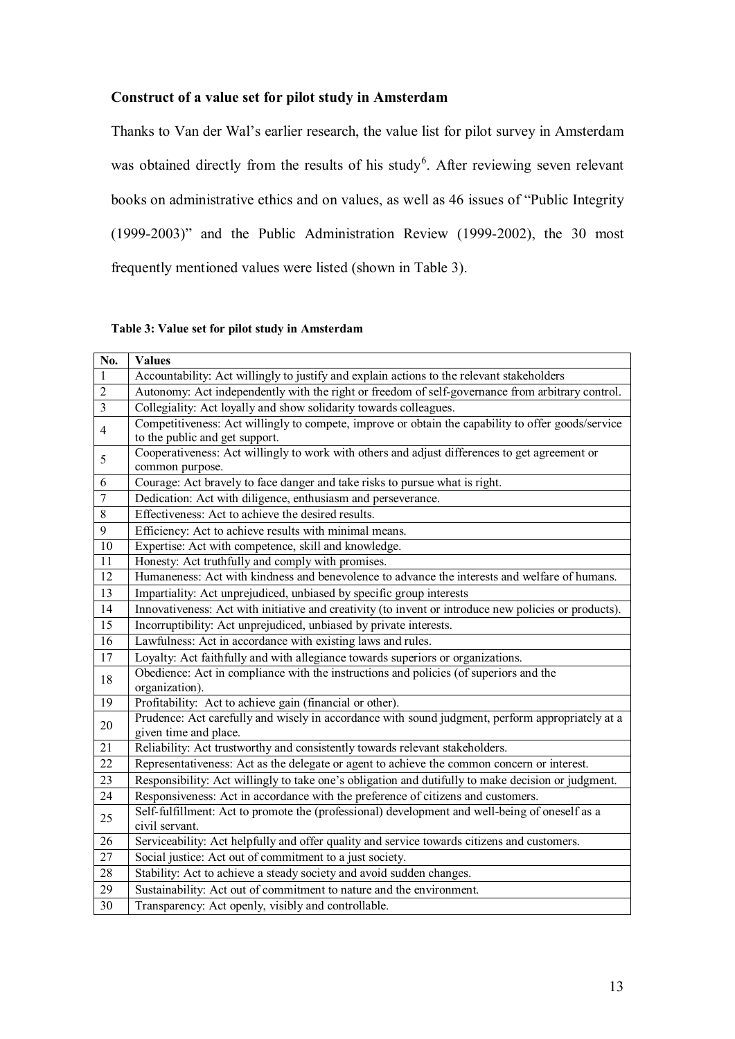### Construct of a value set for pilot study in Amsterdam

Thanks to Van der Wal's earlier research, the value list for pilot survey in Amsterdam was obtained directly from the results of his study[6]. After reviewing seven relevant books on administrative ethics and on values, as well as 46 issues of "Public Integrity (1999-2003)" and the Public Administration Review (1999-2002), the 30 most frequently mentioned values were listed (shown in Table 3).

**Table 3: Value set for pilot study in Amsterdam**

| No. | Values |
|---|---|
| 1 | Accountability: Act willingly to justify and explain actions to the relevant stakeholders |
| 2 | Autonomy: Act independently with the right or freedom of self-governance from arbitrary control. |
| 3 | Collegiality: Act loyally and show solidarity towards colleagues. |
| 4 | Competitiveness: Act willingly to compete, improve or obtain the capability to offer goods/service to the public and get support. |
| 5 | Cooperativeness: Act willingly to work with others and adjust differences to get agreement or common purpose. |
| 6 | Courage: Act bravely to face danger and take risks to pursue what is right. |
| 7 | Dedication: Act with diligence, enthusiasm and perseverance. |
| 8 | Effectiveness: Act to achieve the desired results. |
| 9 | Efficiency: Act to achieve results with minimal means. |
| 10 | Expertise: Act with competence, skill and knowledge. |
| 11 | Honesty: Act truthfully and comply with promises. |
| 12 | Humaneness: Act with kindness and benevolence to advance the interests and welfare of humans. |
| 13 | Impartiality: Act unprejudiced, unbiased by specific group interests |
| 14 | Innovativeness: Act with initiative and creativity (to invent or introduce new policies or products). |
| 15 | Incorruptibility: Act unprejudiced, unbiased by private interests. |
| 16 | Lawfulness: Act in accordance with existing laws and rules. |
| 17 | Loyalty: Act faithfully and with allegiance towards superiors or organizations. |
| 18 | Obedience: Act in compliance with the instructions and policies (of superiors and the organization). |
| 19 | Profitability: Act to achieve gain (financial or other). |
| 20 | Prudence: Act carefully and wisely in accordance with sound judgment, perform appropriately at a given time and place. |
| 21 | Reliability: Act trustworthy and consistently towards relevant stakeholders. |
| 22 | Representativeness: Act as the delegate or agent to achieve the common concern or interest. |
| 23 | Responsibility: Act willingly to take one's obligation and dutifully to make decision or judgment. |
| 24 | Responsiveness: Act in accordance with the preference of citizens and customers. |
| 25 | Self-fulfillment: Act to promote the (professional) development and well-being of oneself as a civil servant. |
| 26 | Serviceability: Act helpfully and offer quality and service towards citizens and customers. |
| 27 | Social justice: Act out of commitment to a just society. |
| 28 | Stability: Act to achieve a steady society and avoid sudden changes. |
| 29 | Sustainability: Act out of commitment to nature and the environment. |
| 30 | Transparency: Act openly, visibly and controllable. |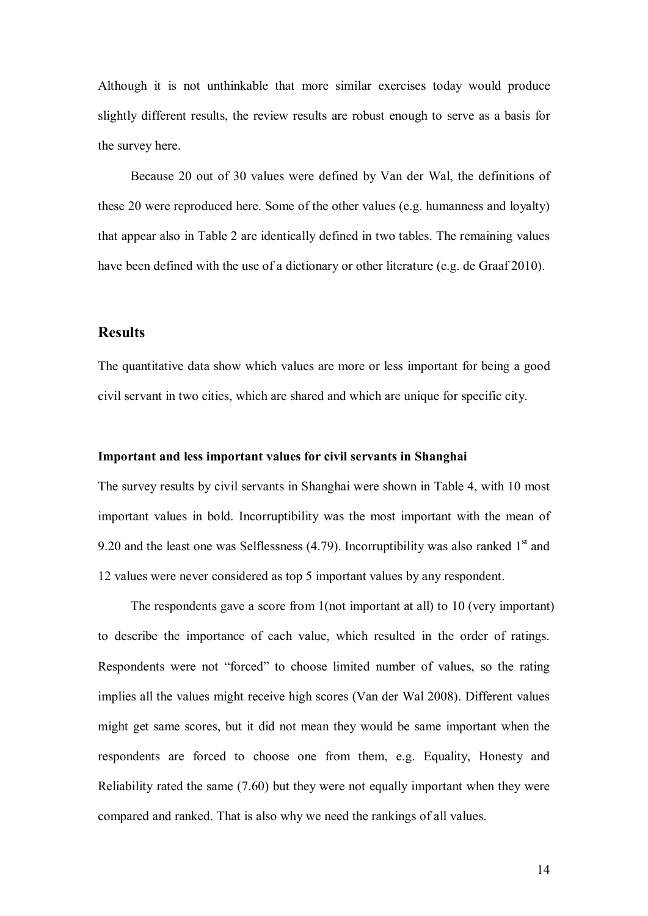Although it is not unthinkable that more similar exercises today would produce slightly different results, the review results are robust enough to serve as a basis for the survey here.

Because 20 out of 30 values were defined by Van der Wal, the definitions of these 20 were reproduced here. Some of the other values (e.g. humanness and loyalty) that appear also in Table 2 are identically defined in two tables. The remaining values have been defined with the use of a dictionary or other literature (e.g. de Graaf 2010).

## Results

The quantitative data show which values are more or less important for being a good civil servant in two cities, which are shared and which are unique for specific city.

### Important and less important values for civil servants in Shanghai

The survey results by civil servants in Shanghai were shown in Table 4, with 10 most important values in bold. Incorruptibility was the most important with the mean of 9.20 and the least one was Selflessness (4.79). Incorruptibility was also ranked 1st and 12 values were never considered as top 5 important values by any respondent.

The respondents gave a score from 1(not important at all) to 10 (very important) to describe the importance of each value, which resulted in the order of ratings. Respondents were not "forced" to choose limited number of values, so the rating implies all the values might receive high scores (Van der Wal 2008). Different values might get same scores, but it did not mean they would be same important when the respondents are forced to choose one from them, e.g. Equality, Honesty and Reliability rated the same (7.60) but they were not equally important when they were compared and ranked. That is also why we need the rankings of all values.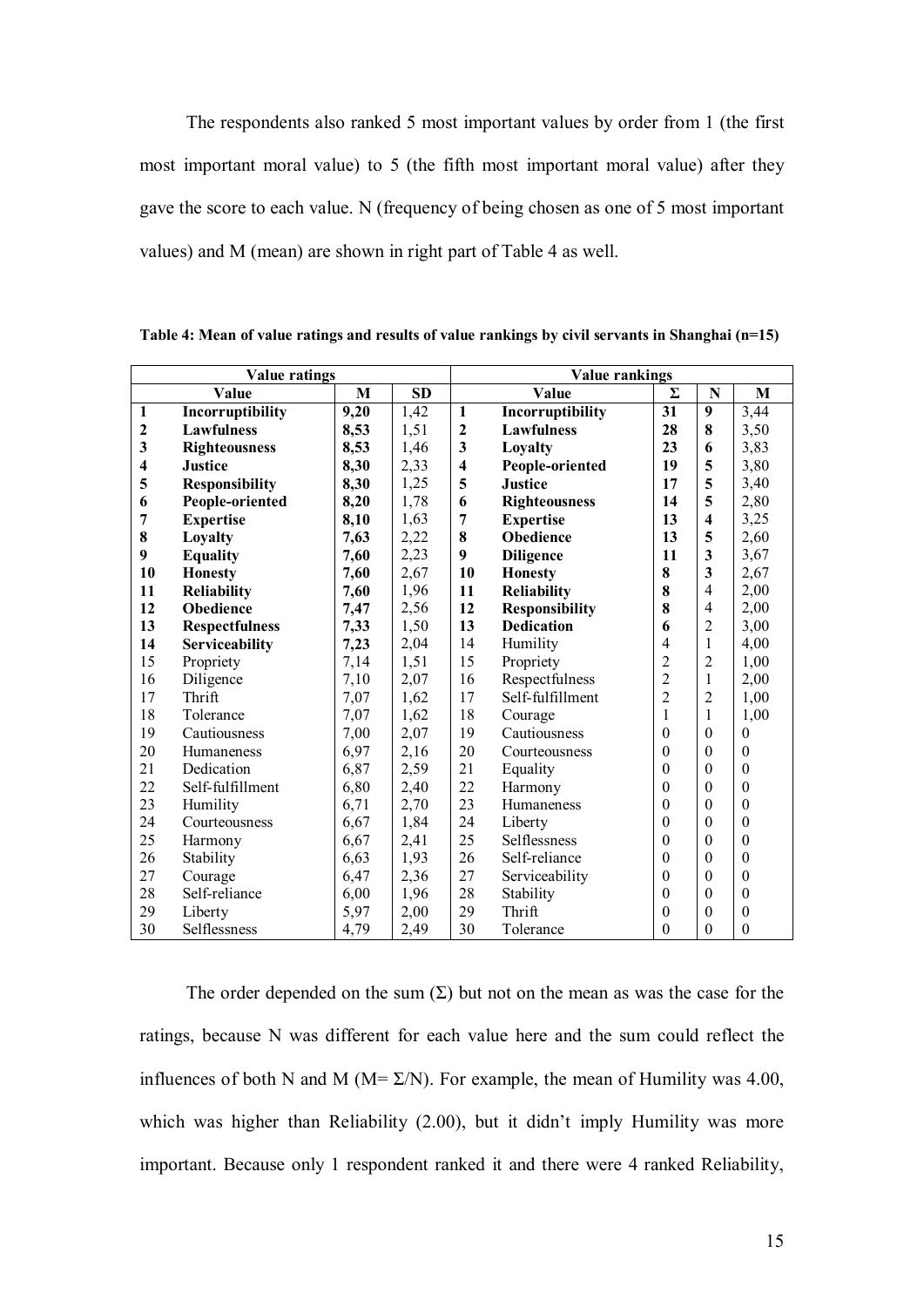The respondents also ranked 5 most important values by order from 1 (the first most important moral value) to 5 (the fifth most important moral value) after they gave the score to each value. N (frequency of being chosen as one of 5 most important values) and M (mean) are shown in right part of Table 4 as well.

**Table 4: Mean of value ratings and results of value rankings by civil servants in Shanghai (n=15)**

| Value ratings | | | | Value rankings | | | | |
|---|---|---|---|---|---|---|---|---|
| | **Value** | **M** | **SD** | | **Value** | **Σ** | **N** | **M** |
| **1** | **Incorruptibility** | **9,20** | 1,42 | **1** | **Incorruptibility** | **31** | **9** | 3,44 |
| **2** | **Lawfulness** | **8,53** | 1,51 | **2** | **Lawfulness** | **28** | **8** | 3,50 |
| **3** | **Righteousness** | **8,53** | 1,46 | **3** | **Loyalty** | **23** | **6** | 3,83 |
| **4** | **Justice** | **8,30** | 2,33 | **4** | **People-oriented** | **19** | **5** | 3,80 |
| **5** | **Responsibility** | **8,30** | 1,25 | **5** | **Justice** | **17** | **5** | 3,40 |
| **6** | **People-oriented** | **8,20** | 1,78 | **6** | **Righteousness** | **14** | **5** | 2,80 |
| **7** | **Expertise** | **8,10** | 1,63 | **7** | **Expertise** | **13** | **4** | 3,25 |
| **8** | **Loyalty** | **7,63** | 2,22 | **8** | **Obedience** | **13** | **5** | 2,60 |
| **9** | **Equality** | **7,60** | 2,23 | **9** | **Diligence** | **11** | **3** | 3,67 |
| **10** | **Honesty** | **7,60** | 2,67 | **10** | **Honesty** | **8** | **3** | 2,67 |
| **11** | **Reliability** | **7,60** | 1,96 | **11** | **Reliability** | **8** | 4 | 2,00 |
| **12** | **Obedience** | **7,47** | 2,56 | **12** | **Responsibility** | **8** | 4 | 2,00 |
| **13** | **Respectfulness** | **7,33** | 1,50 | **13** | **Dedication** | **6** | 2 | 3,00 |
| **14** | **Serviceability** | **7,23** | 2,04 | 14 | Humility | 4 | 1 | 4,00 |
| 15 | Propriety | 7,14 | 1,51 | 15 | Propriety | 2 | 2 | 1,00 |
| 16 | Diligence | 7,10 | 2,07 | 16 | Respectfulness | 2 | 1 | 2,00 |
| 17 | Thrift | 7,07 | 1,62 | 17 | Self-fulfillment | 2 | 2 | 1,00 |
| 18 | Tolerance | 7,07 | 1,62 | 18 | Courage | 1 | 1 | 1,00 |
| 19 | Cautiousness | 7,00 | 2,07 | 19 | Cautiousness | 0 | 0 | 0 |
| 20 | Humaneness | 6,97 | 2,16 | 20 | Courteousness | 0 | 0 | 0 |
| 21 | Dedication | 6,87 | 2,59 | 21 | Equality | 0 | 0 | 0 |
| 22 | Self-fulfillment | 6,80 | 2,40 | 22 | Harmony | 0 | 0 | 0 |
| 23 | Humility | 6,71 | 2,70 | 23 | Humaneness | 0 | 0 | 0 |
| 24 | Courteousness | 6,67 | 1,84 | 24 | Liberty | 0 | 0 | 0 |
| 25 | Harmony | 6,67 | 2,41 | 25 | Selflessness | 0 | 0 | 0 |
| 26 | Stability | 6,63 | 1,93 | 26 | Self-reliance | 0 | 0 | 0 |
| 27 | Courage | 6,47 | 2,36 | 27 | Serviceability | 0 | 0 | 0 |
| 28 | Self-reliance | 6,00 | 1,96 | 28 | Stability | 0 | 0 | 0 |
| 29 | Liberty | 5,97 | 2,00 | 29 | Thrift | 0 | 0 | 0 |
| 30 | Selflessness | 4,79 | 2,49 | 30 | Tolerance | 0 | 0 | 0 |

The order depended on the sum (Σ) but not on the mean as was the case for the ratings, because N was different for each value here and the sum could reflect the influences of both N and M ($M= \Sigma/N$). For example, the mean of Humility was 4.00, which was higher than Reliability (2.00), but it didn't imply Humility was more important. Because only 1 respondent ranked it and there were 4 ranked Reliability,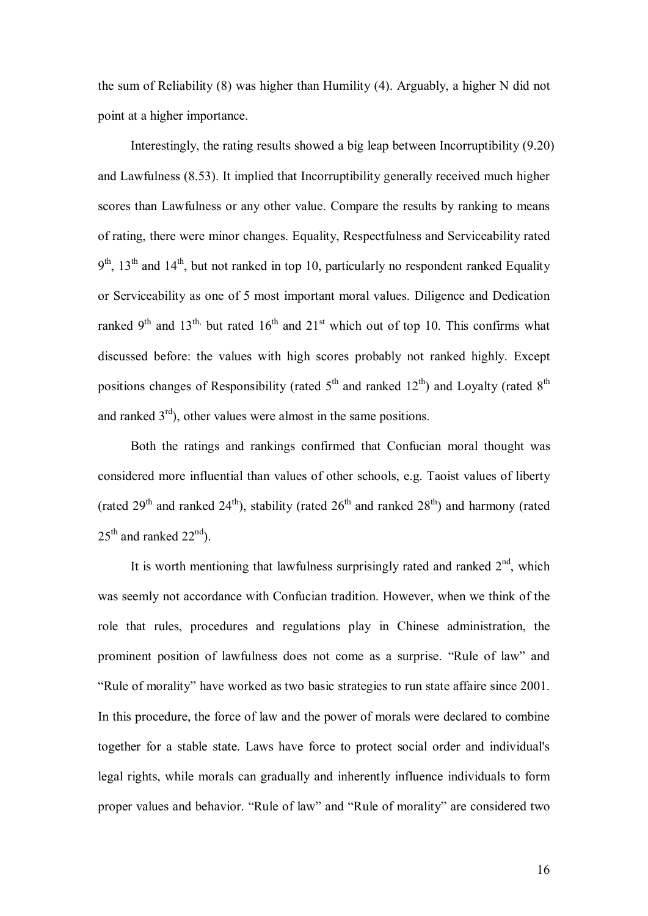the sum of Reliability (8) was higher than Humility (4). Arguably, a higher N did not point at a higher importance.

Interestingly, the rating results showed a big leap between Incorruptibility (9.20) and Lawfulness (8.53). It implied that Incorruptibility generally received much higher scores than Lawfulness or any other value. Compare the results by ranking to means of rating, there were minor changes. Equality, Respectfulness and Serviceability rated 9th, 13th and 14th, but not ranked in top 10, particularly no respondent ranked Equality or Serviceability as one of 5 most important moral values. Diligence and Dedication ranked 9th and 13th, but rated 16th and 21st which out of top 10. This confirms what discussed before: the values with high scores probably not ranked highly. Except positions changes of Responsibility (rated 5th and ranked 12th) and Loyalty (rated 8th and ranked 3rd), other values were almost in the same positions.

Both the ratings and rankings confirmed that Confucian moral thought was considered more influential than values of other schools, e.g. Taoist values of liberty (rated 29th and ranked 24th), stability (rated 26th and ranked 28th) and harmony (rated 25th and ranked 22nd).

It is worth mentioning that lawfulness surprisingly rated and ranked 2nd, which was seemly not accordance with Confucian tradition. However, when we think of the role that rules, procedures and regulations play in Chinese administration, the prominent position of lawfulness does not come as a surprise. "Rule of law" and "Rule of morality" have worked as two basic strategies to run state affaire since 2001. In this procedure, the force of law and the power of morals were declared to combine together for a stable state. Laws have force to protect social order and individual's legal rights, while morals can gradually and inherently influence individuals to form proper values and behavior. "Rule of law" and "Rule of morality" are considered two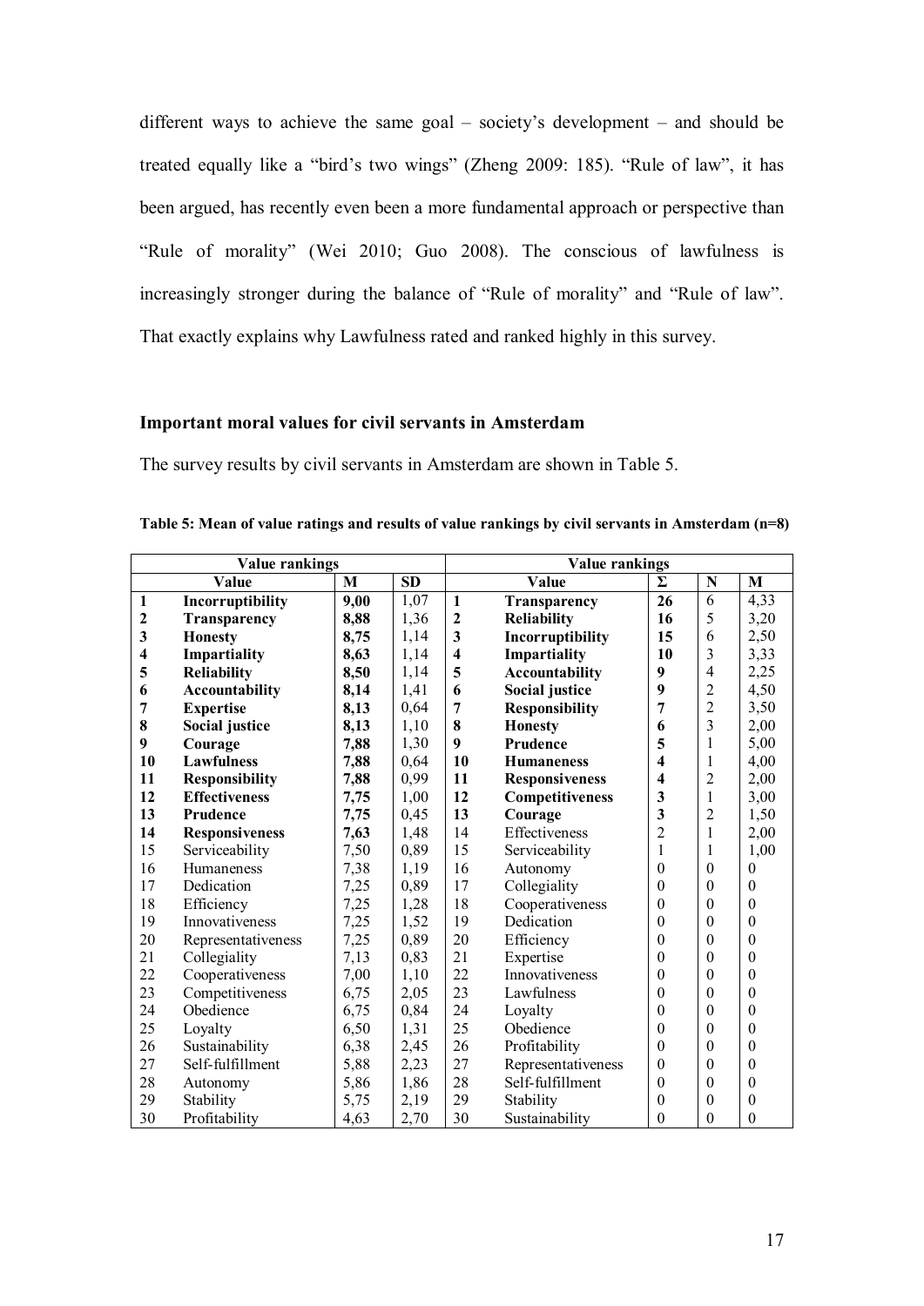different ways to achieve the same goal – society's development – and should be treated equally like a "bird's two wings" (Zheng 2009: 185). "Rule of law", it has been argued, has recently even been a more fundamental approach or perspective than "Rule of morality" (Wei 2010; Guo 2008). The conscious of lawfulness is increasingly stronger during the balance of "Rule of morality" and "Rule of law". That exactly explains why Lawfulness rated and ranked highly in this survey.

### Important moral values for civil servants in Amsterdam

The survey results by civil servants in Amsterdam are shown in Table 5.

**Table 5: Mean of value ratings and results of value rankings by civil servants in Amsterdam (n=8)**

| Value rankings | | | | Value rankings | | | | |
|---|---|---|---|---|---|---|---|---|
| | **Value** | **M** | **SD** | | **Value** | **Σ** | **N** | **M** |
| **1** | **Incorruptibility** | **9,00** | 1,07 | **1** | **Transparency** | **26** | 6 | 4,33 |
| **2** | **Transparency** | **8,88** | 1,36 | **2** | **Reliability** | **16** | 5 | 3,20 |
| **3** | **Honesty** | **8,75** | 1,14 | **3** | **Incorruptibility** | **15** | 6 | 2,50 |
| **4** | **Impartiality** | **8,63** | 1,14 | **4** | **Impartiality** | **10** | 3 | 3,33 |
| **5** | **Reliability** | **8,50** | 1,14 | **5** | **Accountability** | **9** | 4 | 2,25 |
| **6** | **Accountability** | **8,14** | 1,41 | **6** | **Social justice** | **9** | 2 | 4,50 |
| **7** | **Expertise** | **8,13** | 0,64 | **7** | **Responsibility** | **7** | 2 | 3,50 |
| **8** | **Social justice** | **8,13** | 1,10 | **8** | **Honesty** | **6** | 3 | 2,00 |
| **9** | **Courage** | **7,88** | 1,30 | **9** | **Prudence** | **5** | 1 | 5,00 |
| **10** | **Lawfulness** | **7,88** | 0,64 | **10** | **Humaneness** | **4** | 1 | 4,00 |
| **11** | **Responsibility** | **7,88** | 0,99 | **11** | **Responsiveness** | **4** | 2 | 2,00 |
| **12** | **Effectiveness** | **7,75** | 1,00 | **12** | **Competitiveness** | **3** | 1 | 3,00 |
| **13** | **Prudence** | **7,75** | 0,45 | **13** | **Courage** | **3** | 2 | 1,50 |
| **14** | **Responsiveness** | **7,63** | 1,48 | 14 | Effectiveness | 2 | 1 | 2,00 |
| 15 | Serviceability | 7,50 | 0,89 | 15 | Serviceability | 1 | 1 | 1,00 |
| 16 | Humaneness | 7,38 | 1,19 | 16 | Autonomy | 0 | 0 | 0 |
| 17 | Dedication | 7,25 | 0,89 | 17 | Collegiality | 0 | 0 | 0 |
| 18 | Efficiency | 7,25 | 1,28 | 18 | Cooperativeness | 0 | 0 | 0 |
| 19 | Innovativeness | 7,25 | 1,52 | 19 | Dedication | 0 | 0 | 0 |
| 20 | Representativeness | 7,25 | 0,89 | 20 | Efficiency | 0 | 0 | 0 |
| 21 | Collegiality | 7,13 | 0,83 | 21 | Expertise | 0 | 0 | 0 |
| 22 | Cooperativeness | 7,00 | 1,10 | 22 | Innovativeness | 0 | 0 | 0 |
| 23 | Competitiveness | 6,75 | 2,05 | 23 | Lawfulness | 0 | 0 | 0 |
| 24 | Obedience | 6,75 | 0,84 | 24 | Loyalty | 0 | 0 | 0 |
| 25 | Loyalty | 6,50 | 1,31 | 25 | Obedience | 0 | 0 | 0 |
| 26 | Sustainability | 6,38 | 2,45 | 26 | Profitability | 0 | 0 | 0 |
| 27 | Self-fulfillment | 5,88 | 2,23 | 27 | Representativeness | 0 | 0 | 0 |
| 28 | Autonomy | 5,86 | 1,86 | 28 | Self-fulfillment | 0 | 0 | 0 |
| 29 | Stability | 5,75 | 2,19 | 29 | Stability | 0 | 0 | 0 |
| 30 | Profitability | 4,63 | 2,70 | 30 | Sustainability | 0 | 0 | 0 |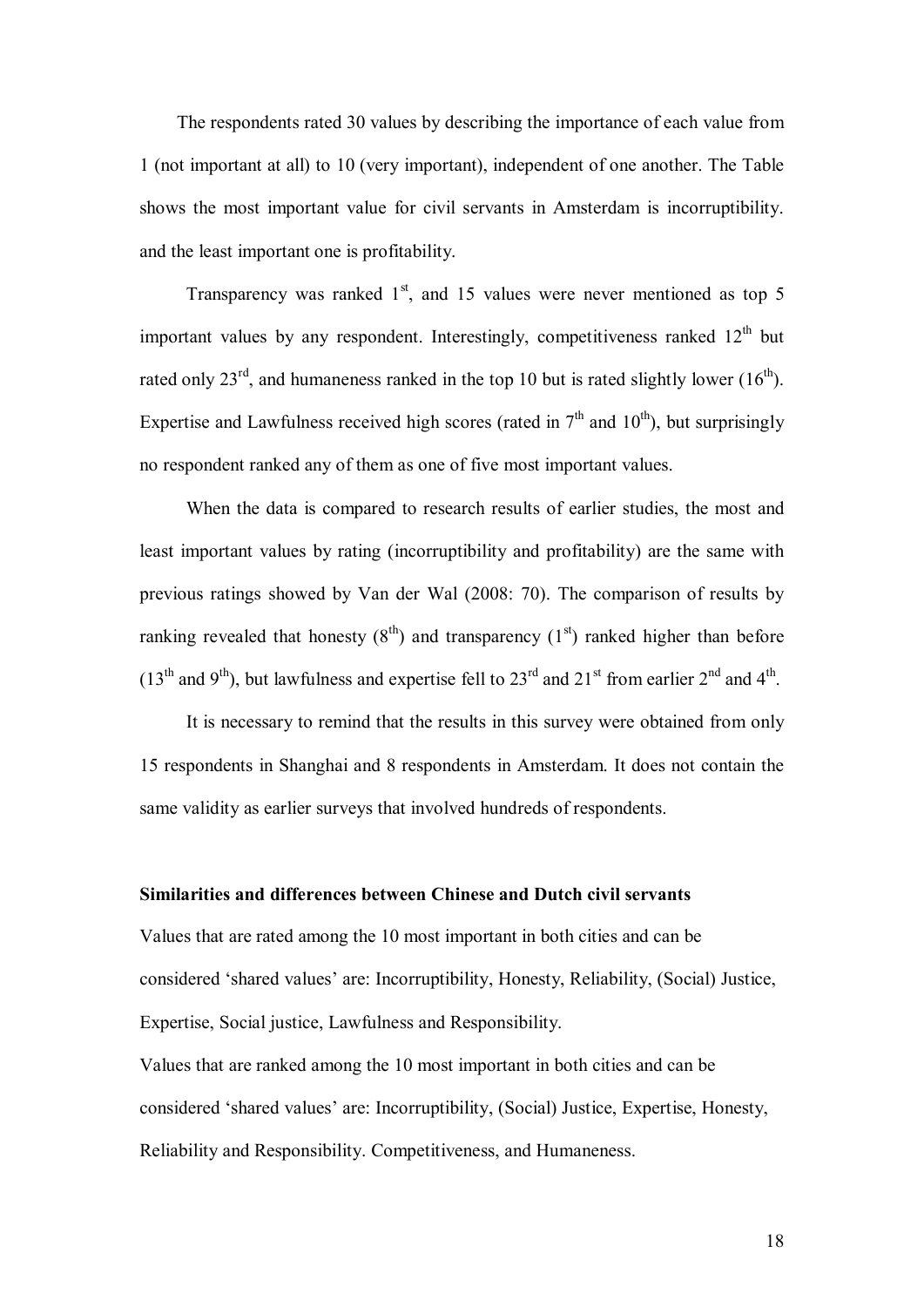The respondents rated 30 values by describing the importance of each value from 1 (not important at all) to 10 (very important), independent of one another. The Table shows the most important value for civil servants in Amsterdam is incorruptibility. and the least important one is profitability.

Transparency was ranked 1st, and 15 values were never mentioned as top 5 important values by any respondent. Interestingly, competitiveness ranked 12th but rated only 23rd, and humaneness ranked in the top 10 but is rated slightly lower (16th). Expertise and Lawfulness received high scores (rated in 7th and 10th), but surprisingly no respondent ranked any of them as one of five most important values.

When the data is compared to research results of earlier studies, the most and least important values by rating (incorruptibility and profitability) are the same with previous ratings showed by Van der Wal (2008: 70). The comparison of results by ranking revealed that honesty (8th) and transparency (1st) ranked higher than before (13th and 9th), but lawfulness and expertise fell to 23rd and 21st from earlier 2nd and 4th.

It is necessary to remind that the results in this survey were obtained from only 15 respondents in Shanghai and 8 respondents in Amsterdam. It does not contain the same validity as earlier surveys that involved hundreds of respondents.

**Similarities and differences between Chinese and Dutch civil servants**

Values that are rated among the 10 most important in both cities and can be considered 'shared values' are: Incorruptibility, Honesty, Reliability, (Social) Justice, Expertise, Social justice, Lawfulness and Responsibility.

Values that are ranked among the 10 most important in both cities and can be considered 'shared values' are: Incorruptibility, (Social) Justice, Expertise, Honesty, Reliability and Responsibility. Competitiveness, and Humaneness.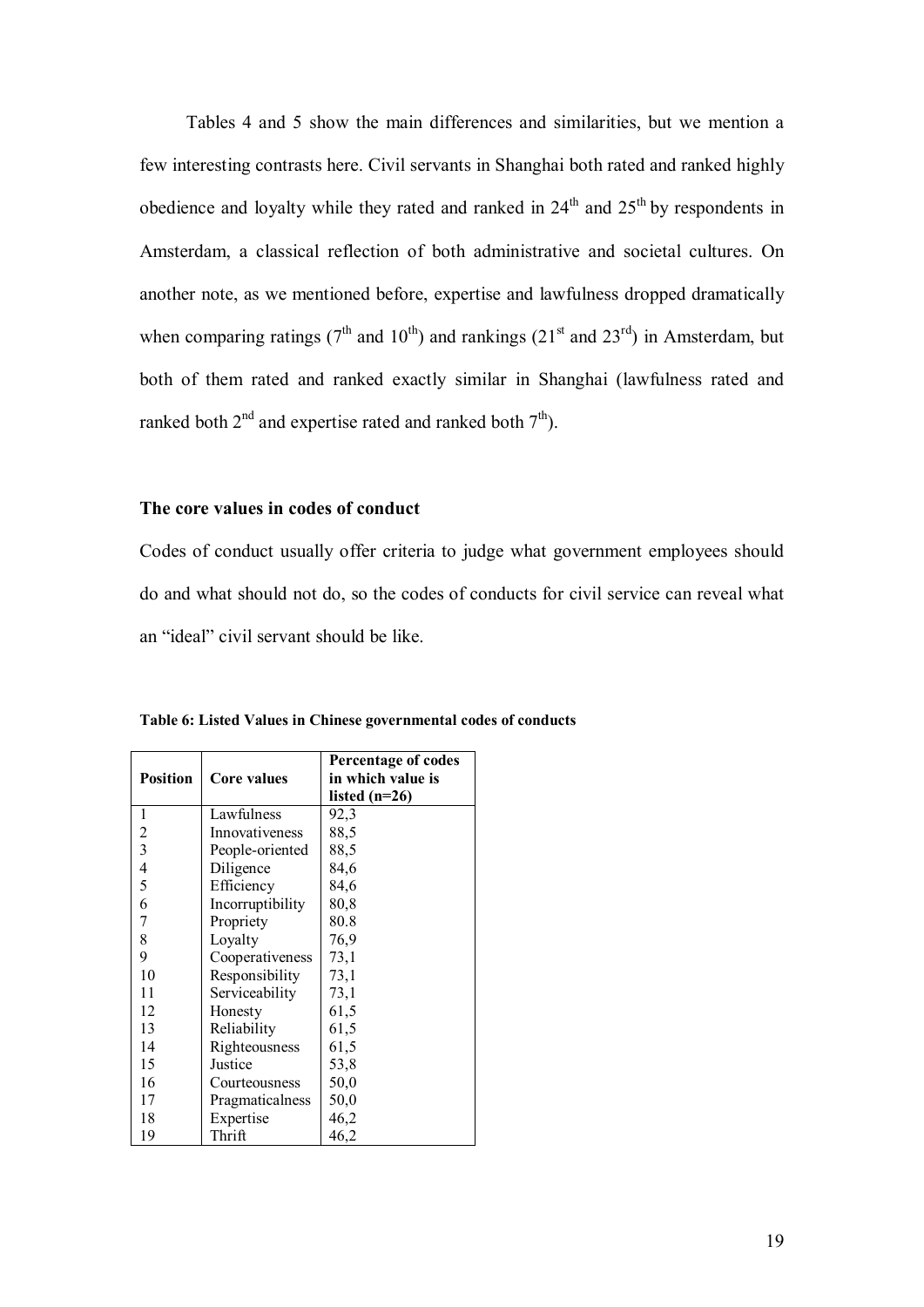Tables 4 and 5 show the main differences and similarities, but we mention a few interesting contrasts here. Civil servants in Shanghai both rated and ranked highly obedience and loyalty while they rated and ranked in 24th and 25th by respondents in Amsterdam, a classical reflection of both administrative and societal cultures. On another note, as we mentioned before, expertise and lawfulness dropped dramatically when comparing ratings (7th and 10th) and rankings (21st and 23rd) in Amsterdam, but both of them rated and ranked exactly similar in Shanghai (lawfulness rated and ranked both 2nd and expertise rated and ranked both 7th).

### The core values in codes of conduct

Codes of conduct usually offer criteria to judge what government employees should do and what should not do, so the codes of conducts for civil service can reveal what an "ideal" civil servant should be like.

**Table 6: Listed Values in Chinese governmental codes of conducts**

| Position | Core values | Percentage of codes in which value is listed (n=26) |
|---|---|---|
| 1 | Lawfulness | 92,3 |
| 2 | Innovativeness | 88,5 |
| 3 | People-oriented | 88,5 |
| 4 | Diligence | 84,6 |
| 5 | Efficiency | 84,6 |
| 6 | Incorruptibility | 80,8 |
| 7 | Propriety | 80.8 |
| 8 | Loyalty | 76,9 |
| 9 | Cooperativeness | 73,1 |
| 10 | Responsibility | 73,1 |
| 11 | Serviceability | 73,1 |
| 12 | Honesty | 61,5 |
| 13 | Reliability | 61,5 |
| 14 | Righteousness | 61,5 |
| 15 | Justice | 53,8 |
| 16 | Courteousness | 50,0 |
| 17 | Pragmaticalness | 50,0 |
| 18 | Expertise | 46,2 |
| 19 | Thrift | 46,2 |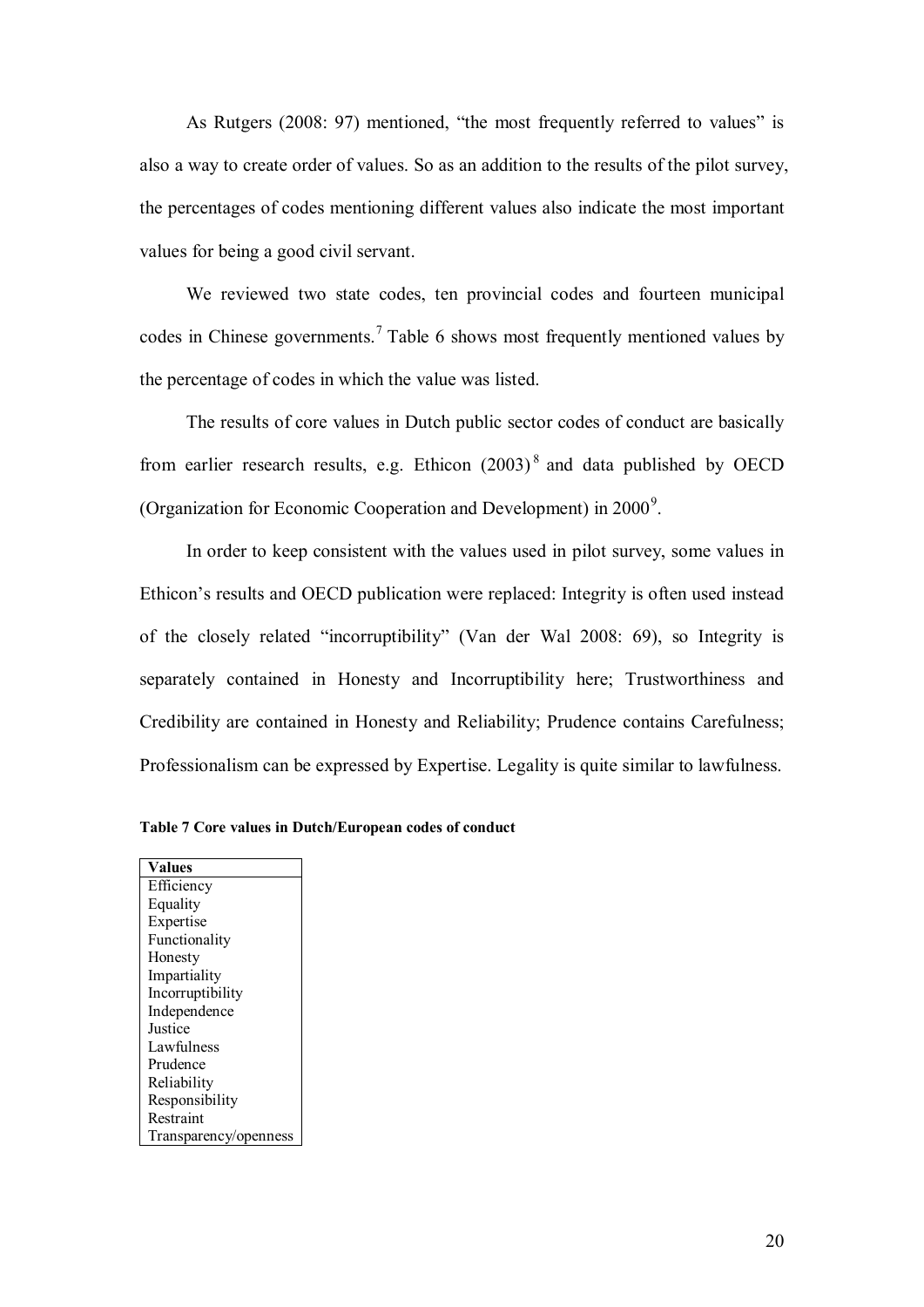As Rutgers (2008: 97) mentioned, "the most frequently referred to values" is also a way to create order of values. So as an addition to the results of the pilot survey, the percentages of codes mentioning different values also indicate the most important values for being a good civil servant.

We reviewed two state codes, ten provincial codes and fourteen municipal codes in Chinese governments.[7] Table 6 shows most frequently mentioned values by the percentage of codes in which the value was listed.

The results of core values in Dutch public sector codes of conduct are basically from earlier research results, e.g. Ethicon (2003)[8] and data published by OECD (Organization for Economic Cooperation and Development) in 2000[9].

In order to keep consistent with the values used in pilot survey, some values in Ethicon's results and OECD publication were replaced: Integrity is often used instead of the closely related "incorruptibility" (Van der Wal 2008: 69), so Integrity is separately contained in Honesty and Incorruptibility here; Trustworthiness and Credibility are contained in Honesty and Reliability; Prudence contains Carefulness; Professionalism can be expressed by Expertise. Legality is quite similar to lawfulness.

**Table 7 Core values in Dutch/European codes of conduct**

| Values |
|---|
| Efficiency |
| Equality |
| Expertise |
| Functionality |
| Honesty |
| Impartiality |
| Incorruptibility |
| Independence |
| Justice |
| Lawfulness |
| Prudence |
| Reliability |
| Responsibility |
| Restraint |
| Transparency/openness |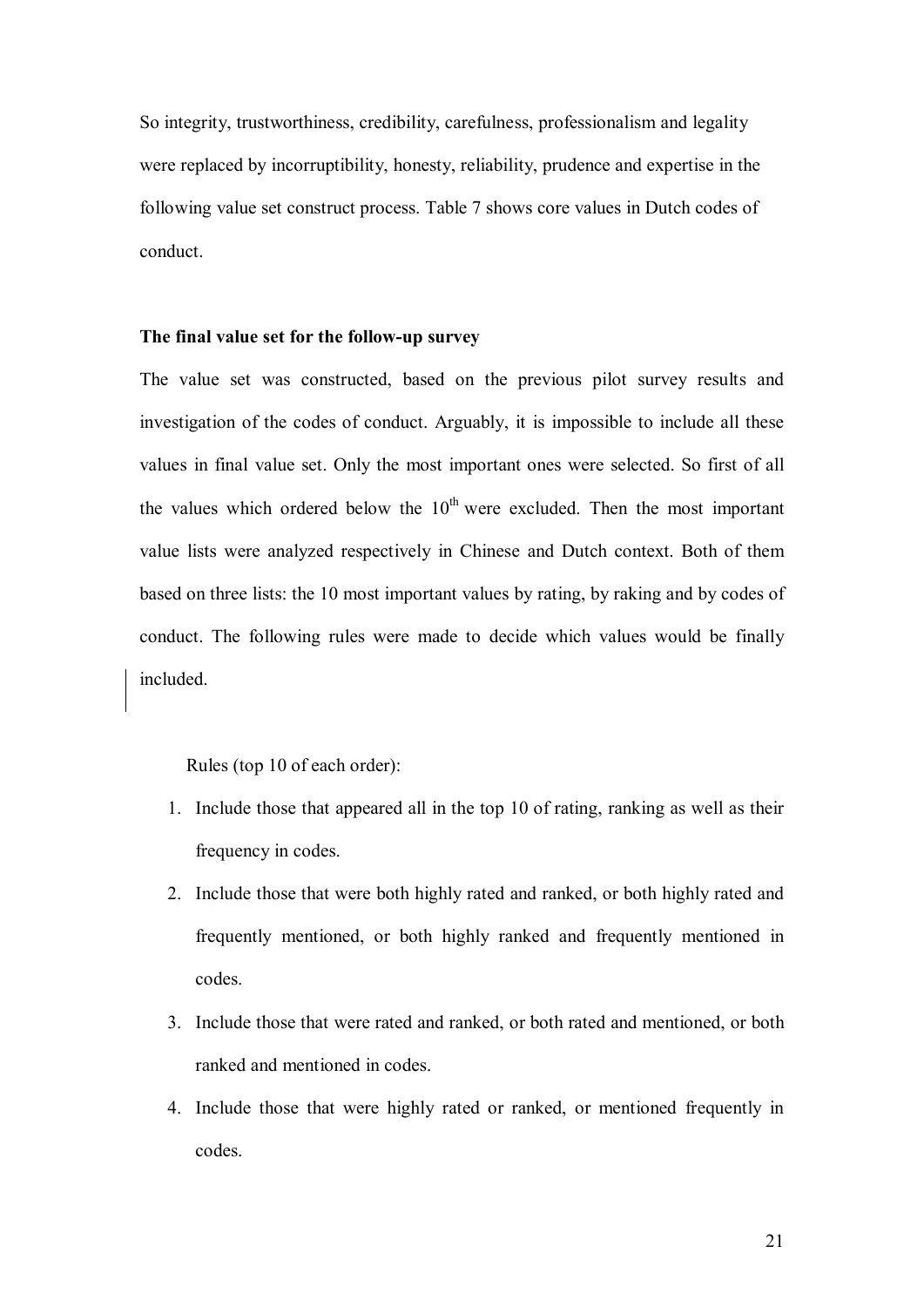So integrity, trustworthiness, credibility, carefulness, professionalism and legality were replaced by incorruptibility, honesty, reliability, prudence and expertise in the following value set construct process. Table 7 shows core values in Dutch codes of conduct.

**The final value set for the follow-up survey**

The value set was constructed, based on the previous pilot survey results and investigation of the codes of conduct. Arguably, it is impossible to include all these values in final value set. Only the most important ones were selected. So first of all the values which ordered below the 10th were excluded. Then the most important value lists were analyzed respectively in Chinese and Dutch context. Both of them based on three lists: the 10 most important values by rating, by raking and by codes of conduct. The following rules were made to decide which values would be finally included.

Rules (top 10 of each order):

1. Include those that appeared all in the top 10 of rating, ranking as well as their frequency in codes.
2. Include those that were both highly rated and ranked, or both highly rated and frequently mentioned, or both highly ranked and frequently mentioned in codes.
3. Include those that were rated and ranked, or both rated and mentioned, or both ranked and mentioned in codes.
4. Include those that were highly rated or ranked, or mentioned frequently in codes.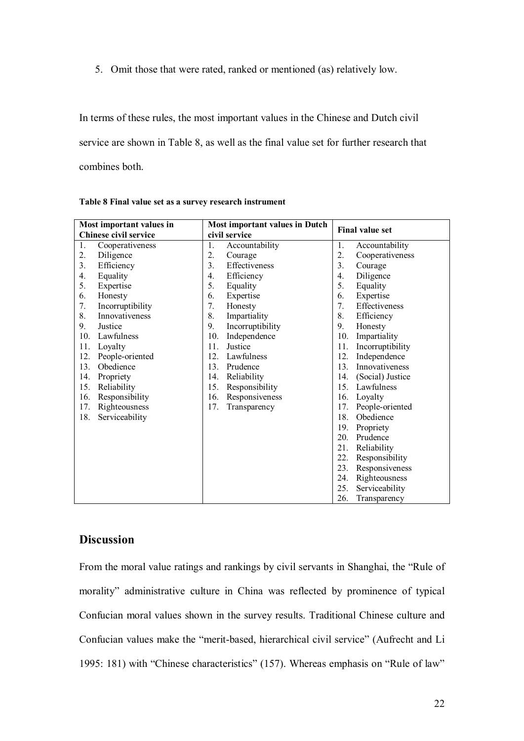5. Omit those that were rated, ranked or mentioned (as) relatively low.

In terms of these rules, the most important values in the Chinese and Dutch civil service are shown in Table 8, as well as the final value set for further research that combines both.

**Table 8 Final value set as a survey research instrument**

| Most important values in Chinese civil service | Most important values in Dutch civil service | Final value set |
|---|---|---|
| 1. Cooperativeness | 1. Accountability | 1. Accountability |
| 2. Diligence | 2. Courage | 2. Cooperativeness |
| 3. Efficiency | 3. Effectiveness | 3. Courage |
| 4. Equality | 4. Efficiency | 4. Diligence |
| 5. Expertise | 5. Equality | 5. Equality |
| 6. Honesty | 6. Expertise | 6. Expertise |
| 7. Incorruptibility | 7. Honesty | 7. Effectiveness |
| 8. Innovativeness | 8. Impartiality | 8. Efficiency |
| 9. Justice | 9. Incorruptibility | 9. Honesty |
| 10. Lawfulness | 10. Independence | 10. Impartiality |
| 11. Loyalty | 11. Justice | 11. Incorruptibility |
| 12. People-oriented | 12. Lawfulness | 12. Independence |
| 13. Obedience | 13. Prudence | 13. Innovativeness |
| 14. Propriety | 14. Reliability | 14. (Social) Justice |
| 15. Reliability | 15. Responsibility | 15. Lawfulness |
| 16. Responsibility | 16. Responsiveness | 16. Loyalty |
| 17. Righteousness | 17. Transparency | 17. People-oriented |
| 18. Serviceability | | 18. Obedience |
| | | 19. Propriety |
| | | 20. Prudence |
| | | 21. Reliability |
| | | 22. Responsibility |
| | | 23. Responsiveness |
| | | 24. Righteousness |
| | | 25. Serviceability |
| | | 26. Transparency |

## Discussion

From the moral value ratings and rankings by civil servants in Shanghai, the "Rule of morality" administrative culture in China was reflected by prominence of typical Confucian moral values shown in the survey results. Traditional Chinese culture and Confucian values make the "merit-based, hierarchical civil service" (Aufrecht and Li 1995: 181) with "Chinese characteristics" (157). Whereas emphasis on "Rule of law"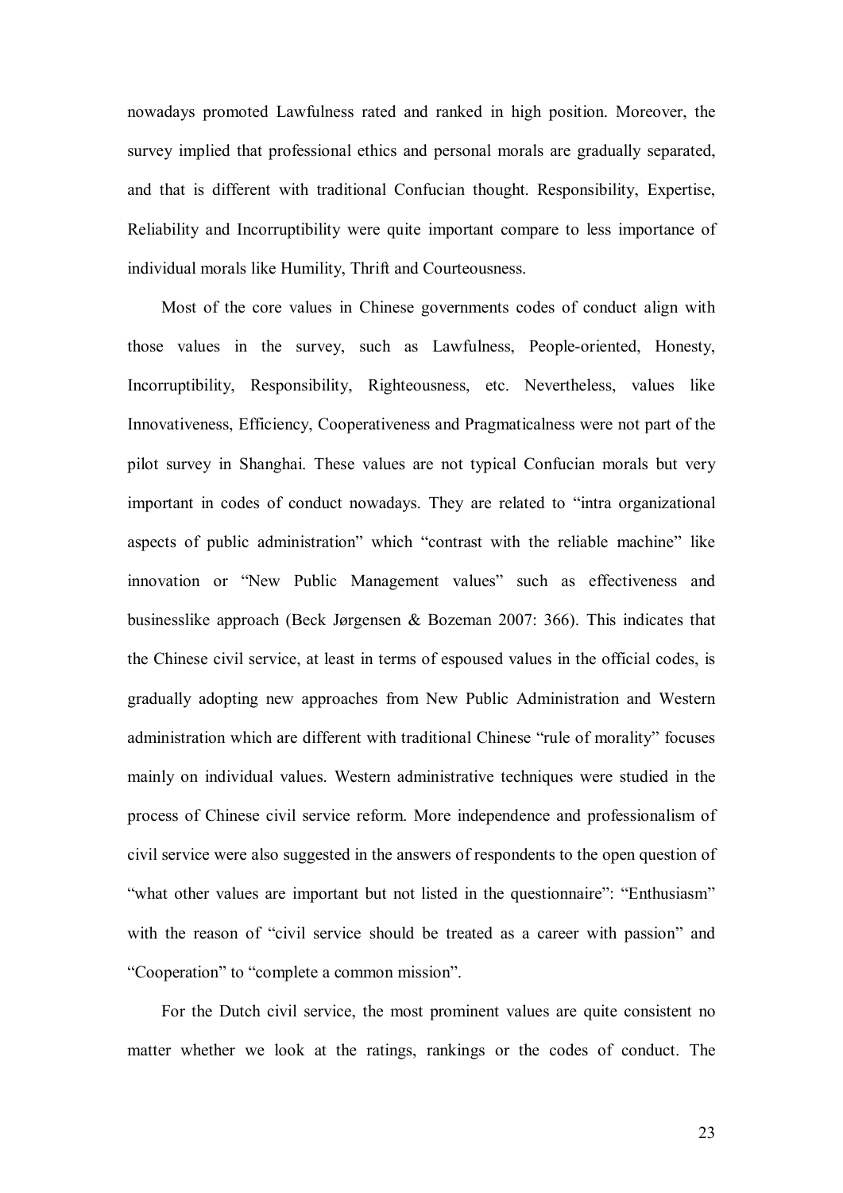nowadays promoted Lawfulness rated and ranked in high position. Moreover, the survey implied that professional ethics and personal morals are gradually separated, and that is different with traditional Confucian thought. Responsibility, Expertise, Reliability and Incorruptibility were quite important compare to less importance of individual morals like Humility, Thrift and Courteousness.

Most of the core values in Chinese governments codes of conduct align with those values in the survey, such as Lawfulness, People-oriented, Honesty, Incorruptibility, Responsibility, Righteousness, etc. Nevertheless, values like Innovativeness, Efficiency, Cooperativeness and Pragmaticalness were not part of the pilot survey in Shanghai. These values are not typical Confucian morals but very important in codes of conduct nowadays. They are related to "intra organizational aspects of public administration" which "contrast with the reliable machine" like innovation or "New Public Management values" such as effectiveness and businesslike approach (Beck Jørgensen & Bozeman 2007: 366). This indicates that the Chinese civil service, at least in terms of espoused values in the official codes, is gradually adopting new approaches from New Public Administration and Western administration which are different with traditional Chinese "rule of morality" focuses mainly on individual values. Western administrative techniques were studied in the process of Chinese civil service reform. More independence and professionalism of civil service were also suggested in the answers of respondents to the open question of "what other values are important but not listed in the questionnaire": "Enthusiasm" with the reason of "civil service should be treated as a career with passion" and "Cooperation" to "complete a common mission".

For the Dutch civil service, the most prominent values are quite consistent no matter whether we look at the ratings, rankings or the codes of conduct. The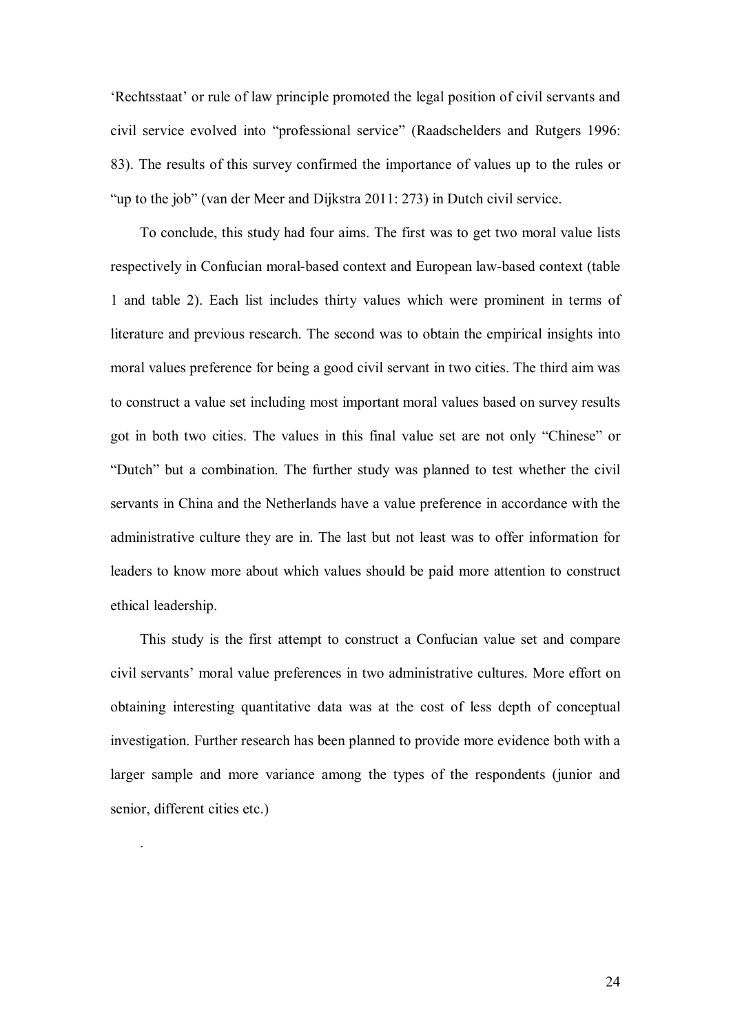'Rechtsstaat' or rule of law principle promoted the legal position of civil servants and civil service evolved into "professional service" (Raadschelders and Rutgers 1996: 83). The results of this survey confirmed the importance of values up to the rules or "up to the job" (van der Meer and Dijkstra 2011: 273) in Dutch civil service.

To conclude, this study had four aims. The first was to get two moral value lists respectively in Confucian moral-based context and European law-based context (table 1 and table 2). Each list includes thirty values which were prominent in terms of literature and previous research. The second was to obtain the empirical insights into moral values preference for being a good civil servant in two cities. The third aim was to construct a value set including most important moral values based on survey results got in both two cities. The values in this final value set are not only "Chinese" or "Dutch" but a combination. The further study was planned to test whether the civil servants in China and the Netherlands have a value preference in accordance with the administrative culture they are in. The last but not least was to offer information for leaders to know more about which values should be paid more attention to construct ethical leadership.

This study is the first attempt to construct a Confucian value set and compare civil servants' moral value preferences in two administrative cultures. More effort on obtaining interesting quantitative data was at the cost of less depth of conceptual investigation. Further research has been planned to provide more evidence both with a larger sample and more variance among the types of the respondents (junior and senior, different cities etc.)

.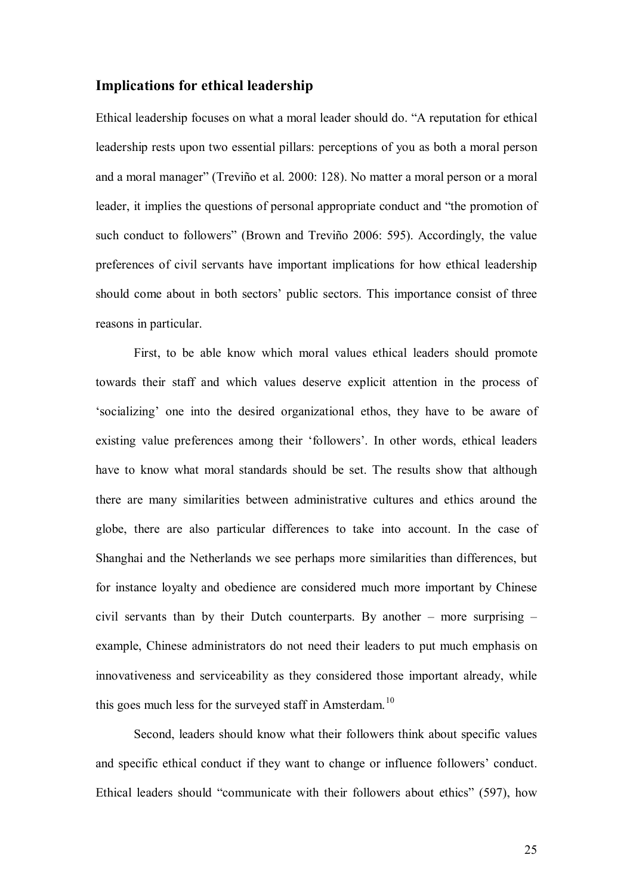## Implications for ethical leadership

Ethical leadership focuses on what a moral leader should do. "A reputation for ethical leadership rests upon two essential pillars: perceptions of you as both a moral person and a moral manager" (Treviño et al. 2000: 128). No matter a moral person or a moral leader, it implies the questions of personal appropriate conduct and "the promotion of such conduct to followers" (Brown and Treviño 2006: 595). Accordingly, the value preferences of civil servants have important implications for how ethical leadership should come about in both sectors' public sectors. This importance consist of three reasons in particular.

First, to be able know which moral values ethical leaders should promote towards their staff and which values deserve explicit attention in the process of 'socializing' one into the desired organizational ethos, they have to be aware of existing value preferences among their 'followers'. In other words, ethical leaders have to know what moral standards should be set. The results show that although there are many similarities between administrative cultures and ethics around the globe, there are also particular differences to take into account. In the case of Shanghai and the Netherlands we see perhaps more similarities than differences, but for instance loyalty and obedience are considered much more important by Chinese civil servants than by their Dutch counterparts. By another – more surprising – example, Chinese administrators do not need their leaders to put much emphasis on innovativeness and serviceability as they considered those important already, while this goes much less for the surveyed staff in Amsterdam.[10]

Second, leaders should know what their followers think about specific values and specific ethical conduct if they want to change or influence followers' conduct. Ethical leaders should "communicate with their followers about ethics" (597), how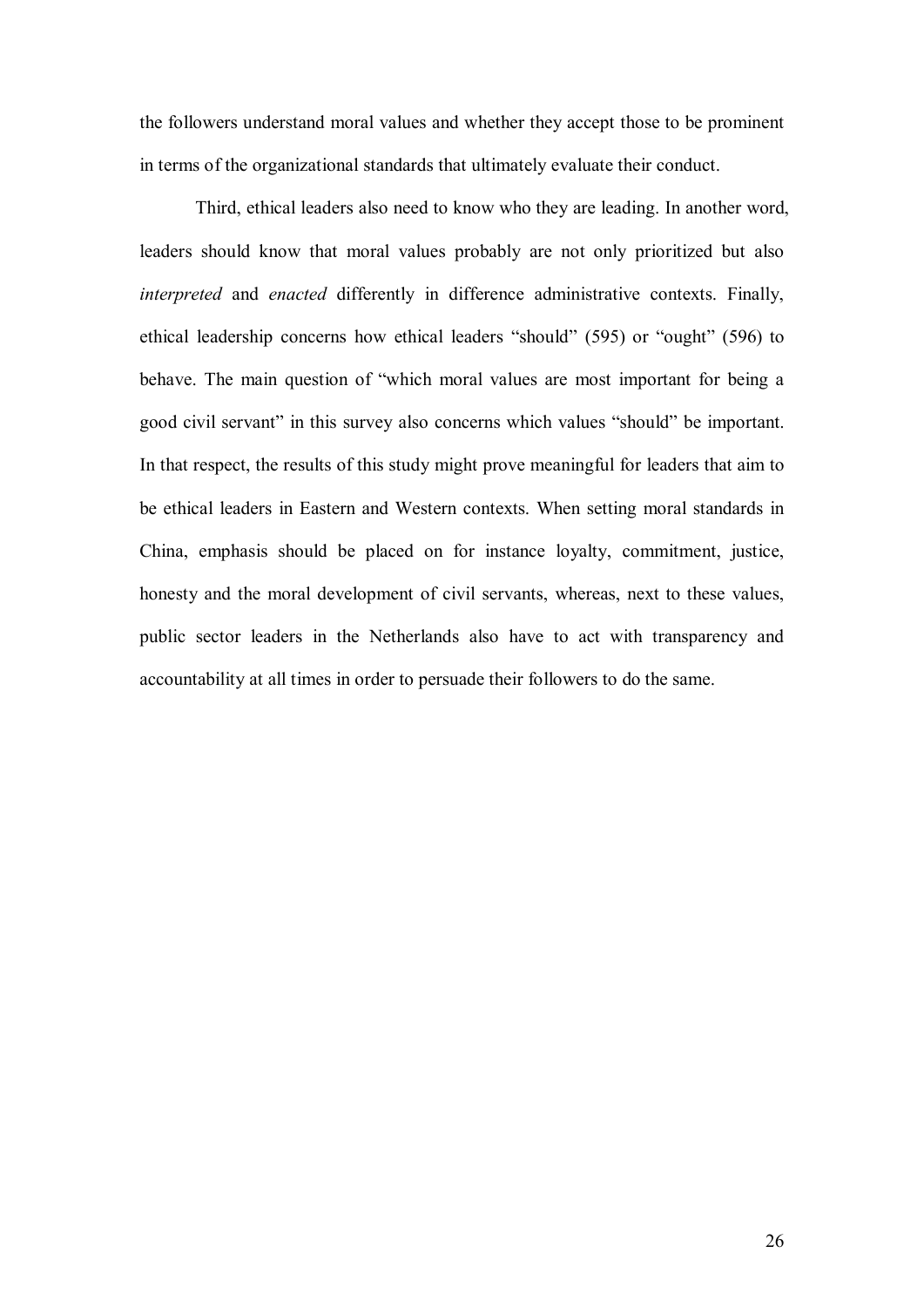the followers understand moral values and whether they accept those to be prominent in terms of the organizational standards that ultimately evaluate their conduct.

Third, ethical leaders also need to know who they are leading. In another word, leaders should know that moral values probably are not only prioritized but also *interpreted* and *enacted* differently in difference administrative contexts. Finally, ethical leadership concerns how ethical leaders "should" (595) or "ought" (596) to behave. The main question of "which moral values are most important for being a good civil servant" in this survey also concerns which values "should" be important. In that respect, the results of this study might prove meaningful for leaders that aim to be ethical leaders in Eastern and Western contexts. When setting moral standards in China, emphasis should be placed on for instance loyalty, commitment, justice, honesty and the moral development of civil servants, whereas, next to these values, public sector leaders in the Netherlands also have to act with transparency and accountability at all times in order to persuade their followers to do the same.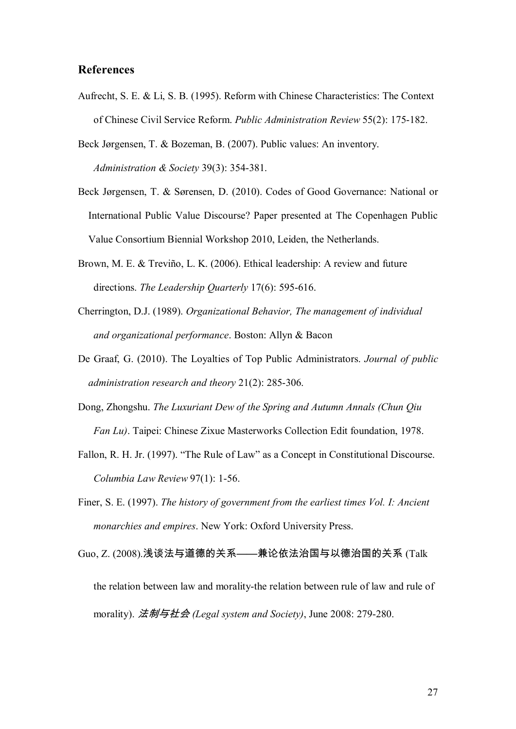## References

Aufrecht, S. E. & Li, S. B. (1995). Reform with Chinese Characteristics: The Context of Chinese Civil Service Reform. *Public Administration Review* 55(2): 175-182.

Beck Jørgensen, T. & Bozeman, B. (2007). Public values: An inventory. *Administration & Society* 39(3): 354-381.

Beck Jørgensen, T. & Sørensen, D. (2010). Codes of Good Governance: National or International Public Value Discourse? Paper presented at The Copenhagen Public Value Consortium Biennial Workshop 2010, Leiden, the Netherlands.

Brown, M. E. & Treviño, L. K. (2006). Ethical leadership: A review and future directions. *The Leadership Quarterly* 17(6): 595-616.

Cherrington, D.J. (1989). *Organizational Behavior, The management of individual and organizational performance*. Boston: Allyn & Bacon

De Graaf, G. (2010). The Loyalties of Top Public Administrators. *Journal of public administration research and theory* 21(2): 285-306.

Dong, Zhongshu. *The Luxuriant Dew of the Spring and Autumn Annals (Chun Qiu Fan Lu)*. Taipei: Chinese Zixue Masterworks Collection Edit foundation, 1978.

Fallon, R. H. Jr. (1997). "The Rule of Law" as a Concept in Constitutional Discourse. *Columbia Law Review* 97(1): 1-56.

Finer, S. E. (1997). *The history of government from the earliest times Vol. I: Ancient monarchies and empires*. New York: Oxford University Press.

Guo, Z. (2008).浅谈法与道德的关系——兼论依法治国与以德治国的关系 (Talk the relation between law and morality-the relation between rule of law and rule of morality). *法制与社会 (Legal system and Society)*, June 2008: 279-280.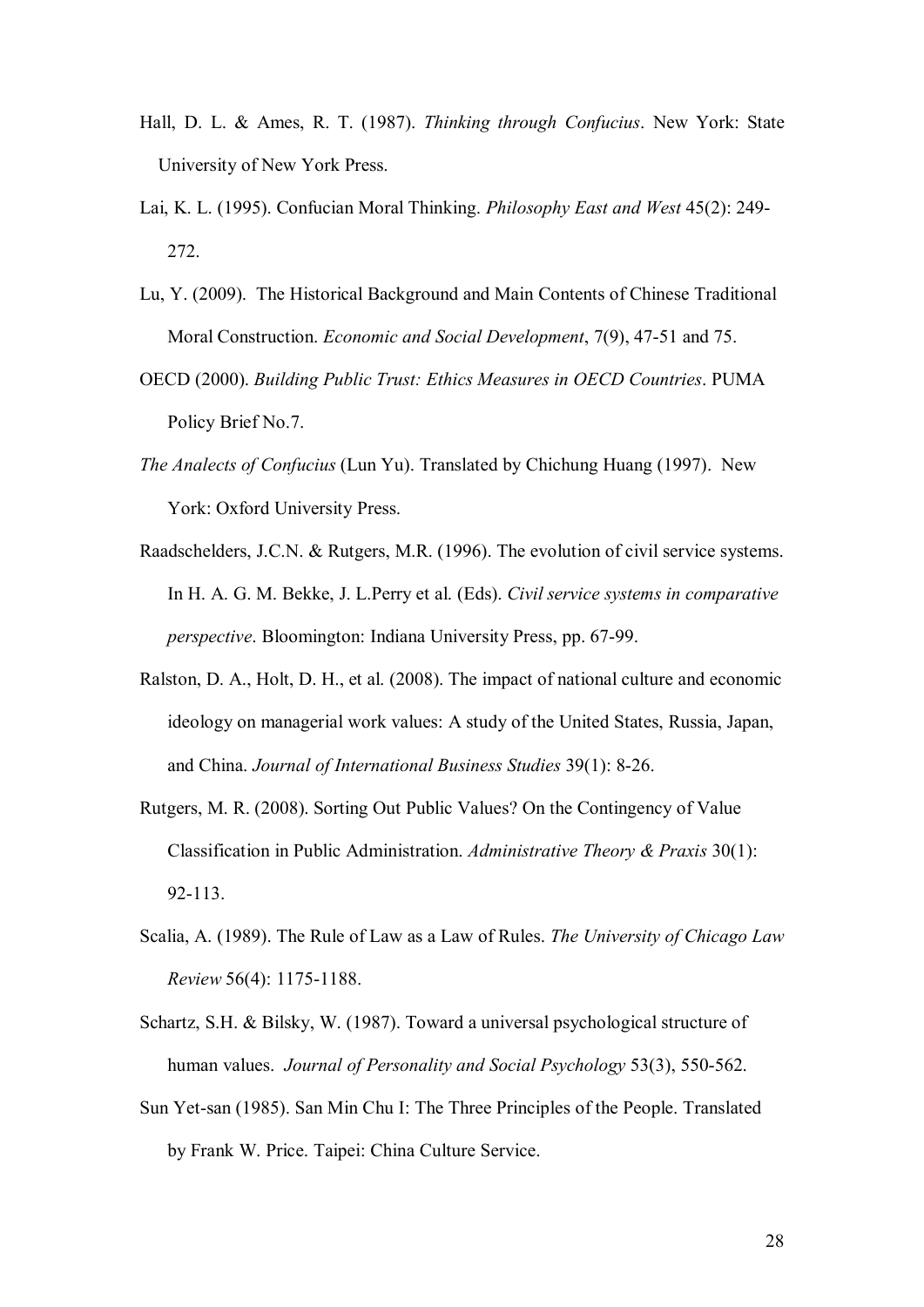Hall, D. L. & Ames, R. T. (1987). *Thinking through Confucius*. New York: State University of New York Press.

Lai, K. L. (1995). Confucian Moral Thinking. *Philosophy East and West* 45(2): 249-272.

Lu, Y. (2009). The Historical Background and Main Contents of Chinese Traditional Moral Construction. *Economic and Social Development*, 7(9), 47-51 and 75.

OECD (2000). *Building Public Trust: Ethics Measures in OECD Countries*. PUMA Policy Brief No.7.

*The Analects of Confucius* (Lun Yu). Translated by Chichung Huang (1997). New York: Oxford University Press.

Raadschelders, J.C.N. & Rutgers, M.R. (1996). The evolution of civil service systems. In H. A. G. M. Bekke, J. L.Perry et al. (Eds). *Civil service systems in comparative perspective*. Bloomington: Indiana University Press, pp. 67-99.

Ralston, D. A., Holt, D. H., et al. (2008). The impact of national culture and economic ideology on managerial work values: A study of the United States, Russia, Japan, and China. *Journal of International Business Studies* 39(1): 8-26.

Rutgers, M. R. (2008). Sorting Out Public Values? On the Contingency of Value Classification in Public Administration. *Administrative Theory & Praxis* 30(1): 92-113.

Scalia, A. (1989). The Rule of Law as a Law of Rules. *The University of Chicago Law Review* 56(4): 1175-1188.

Schartz, S.H. & Bilsky, W. (1987). Toward a universal psychological structure of human values. *Journal of Personality and Social Psychology* 53(3), 550-562.

Sun Yet-san (1985). San Min Chu I: The Three Principles of the People. Translated by Frank W. Price. Taipei: China Culture Service.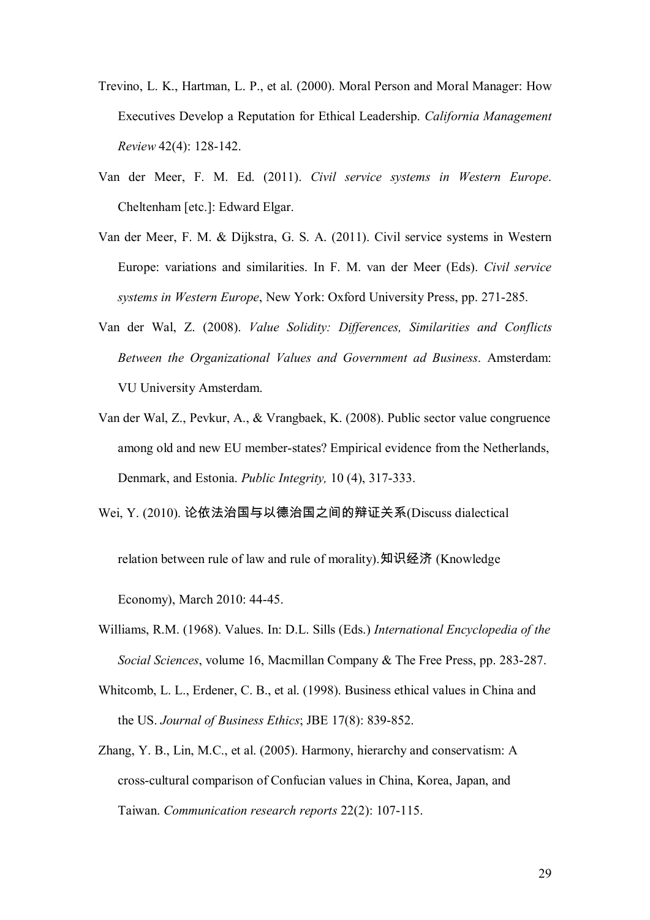Trevino, L. K., Hartman, L. P., et al. (2000). Moral Person and Moral Manager: How Executives Develop a Reputation for Ethical Leadership. *California Management Review* 42(4): 128-142.

Van der Meer, F. M. Ed. (2011). *Civil service systems in Western Europe*. Cheltenham [etc.]: Edward Elgar.

Van der Meer, F. M. & Dijkstra, G. S. A. (2011). Civil service systems in Western Europe: variations and similarities. In F. M. van der Meer (Eds). *Civil service systems in Western Europe*, New York: Oxford University Press, pp. 271-285.

Van der Wal, Z. (2008). *Value Solidity: Differences, Similarities and Conflicts Between the Organizational Values and Government ad Business*. Amsterdam: VU University Amsterdam.

Van der Wal, Z., Pevkur, A., & Vrangbaek, K. (2008). Public sector value congruence among old and new EU member-states? Empirical evidence from the Netherlands, Denmark, and Estonia. *Public Integrity,* 10 (4), 317-333.

Wei, Y. (2010). 论依法治国与以德治国之间的辩证关系(Discuss dialectical relation between rule of law and rule of morality).知识经济 (Knowledge Economy), March 2010: 44-45.

Williams, R.M. (1968). Values. In: D.L. Sills (Eds.) *International Encyclopedia of the Social Sciences*, volume 16, Macmillan Company & The Free Press, pp. 283-287.

Whitcomb, L. L., Erdener, C. B., et al. (1998). Business ethical values in China and the US. *Journal of Business Ethics*; JBE 17(8): 839-852.

Zhang, Y. B., Lin, M.C., et al. (2005). Harmony, hierarchy and conservatism: A cross-cultural comparison of Confucian values in China, Korea, Japan, and Taiwan. *Communication research reports* 22(2): 107-115.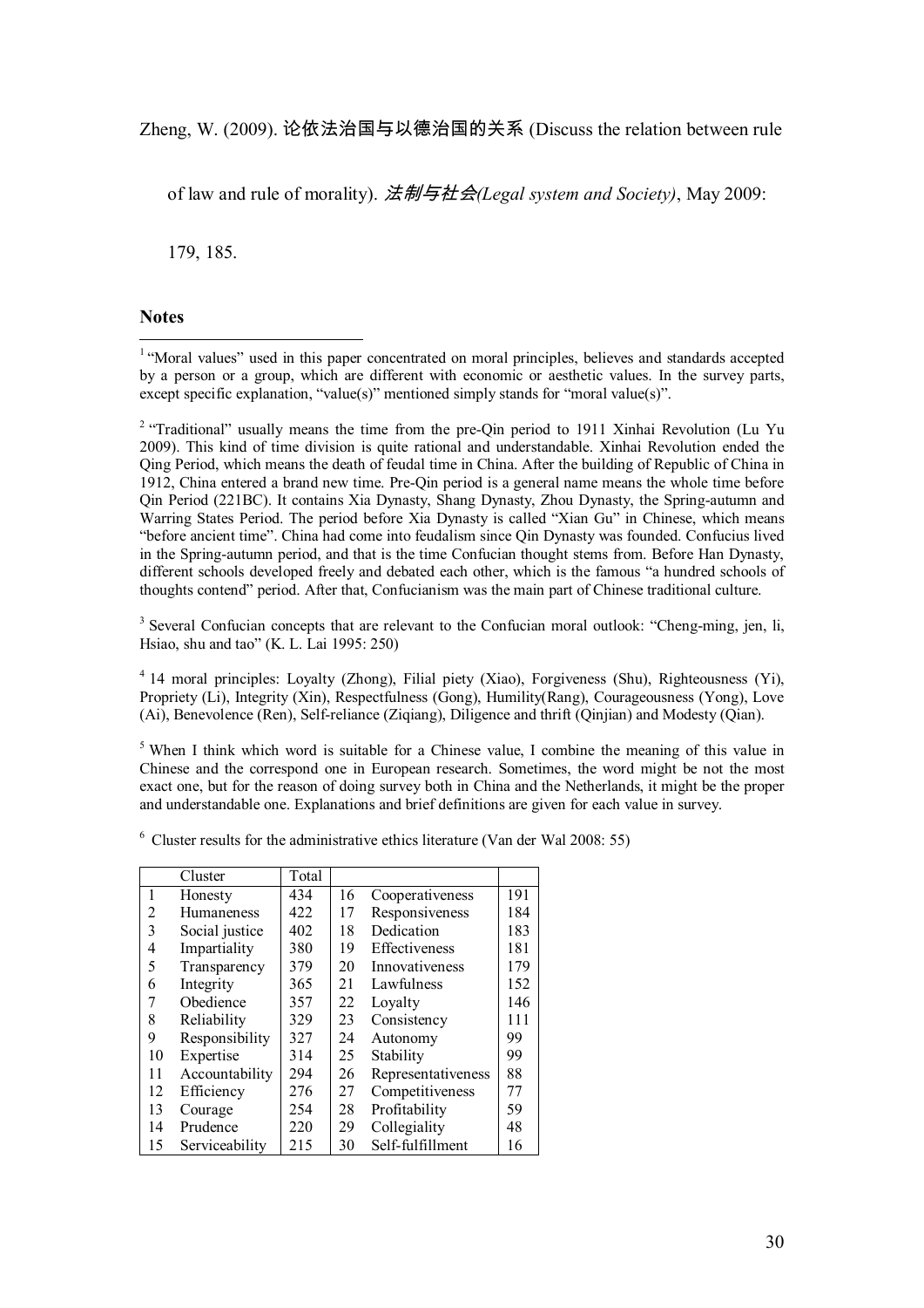Zheng, W. (2009). 论依法治国与以德治国的关系 (Discuss the relation between rule of law and rule of morality). *法制与社会(Legal system and Society)*, May 2009: 179, 185.

## Notes

[1] "Moral values" used in this paper concentrated on moral principles, believes and standards accepted by a person or a group, which are different with economic or aesthetic values. In the survey parts, except specific explanation, "value(s)" mentioned simply stands for "moral value(s)".

[2] "Traditional" usually means the time from the pre-Qin period to 1911 Xinhai Revolution (Lu Yu 2009). This kind of time division is quite rational and understandable. Xinhai Revolution ended the Qing Period, which means the death of feudal time in China. After the building of Republic of China in 1912, China entered a brand new time. Pre-Qin period is a general name means the whole time before Qin Period (221BC). It contains Xia Dynasty, Shang Dynasty, Zhou Dynasty, the Spring-autumn and Warring States Period. The period before Xia Dynasty is called "Xian Gu" in Chinese, which means "before ancient time". China had come into feudalism since Qin Dynasty was founded. Confucius lived in the Spring-autumn period, and that is the time Confucian thought stems from. Before Han Dynasty, different schools developed freely and debated each other, which is the famous "a hundred schools of thoughts contend" period. After that, Confucianism was the main part of Chinese traditional culture.

[3] Several Confucian concepts that are relevant to the Confucian moral outlook: "Cheng-ming, jen, li, Hsiao, shu and tao" (K. L. Lai 1995: 250)

[4] 14 moral principles: Loyalty (Zhong), Filial piety (Xiao), Forgiveness (Shu), Righteousness (Yi), Propriety (Li), Integrity (Xin), Respectfulness (Gong), Humility(Rang), Courageousness (Yong), Love (Ai), Benevolence (Ren), Self-reliance (Ziqiang), Diligence and thrift (Qinjian) and Modesty (Qian).

[5] When I think which word is suitable for a Chinese value, I combine the meaning of this value in Chinese and the correspond one in European research. Sometimes, the word might be not the most exact one, but for the reason of doing survey both in China and the Netherlands, it might be the proper and understandable one. Explanations and brief definitions are given for each value in survey.

[6] Cluster results for the administrative ethics literature (Van der Wal 2008: 55)

| | Cluster | Total | | | |
|---|---|---|---|---|---|
| 1 | Honesty | 434 | 16 | Cooperativeness | 191 |
| 2 | Humaneness | 422 | 17 | Responsiveness | 184 |
| 3 | Social justice | 402 | 18 | Dedication | 183 |
| 4 | Impartiality | 380 | 19 | Effectiveness | 181 |
| 5 | Transparency | 379 | 20 | Innovativeness | 179 |
| 6 | Integrity | 365 | 21 | Lawfulness | 152 |
| 7 | Obedience | 357 | 22 | Loyalty | 146 |
| 8 | Reliability | 329 | 23 | Consistency | 111 |
| 9 | Responsibility | 327 | 24 | Autonomy | 99 |
| 10 | Expertise | 314 | 25 | Stability | 99 |
| 11 | Accountability | 294 | 26 | Representativeness | 88 |
| 12 | Efficiency | 276 | 27 | Competitiveness | 77 |
| 13 | Courage | 254 | 28 | Profitability | 59 |
| 14 | Prudence | 220 | 29 | Collegiality | 48 |
| 15 | Serviceability | 215 | 30 | Self-fulfillment | 16 |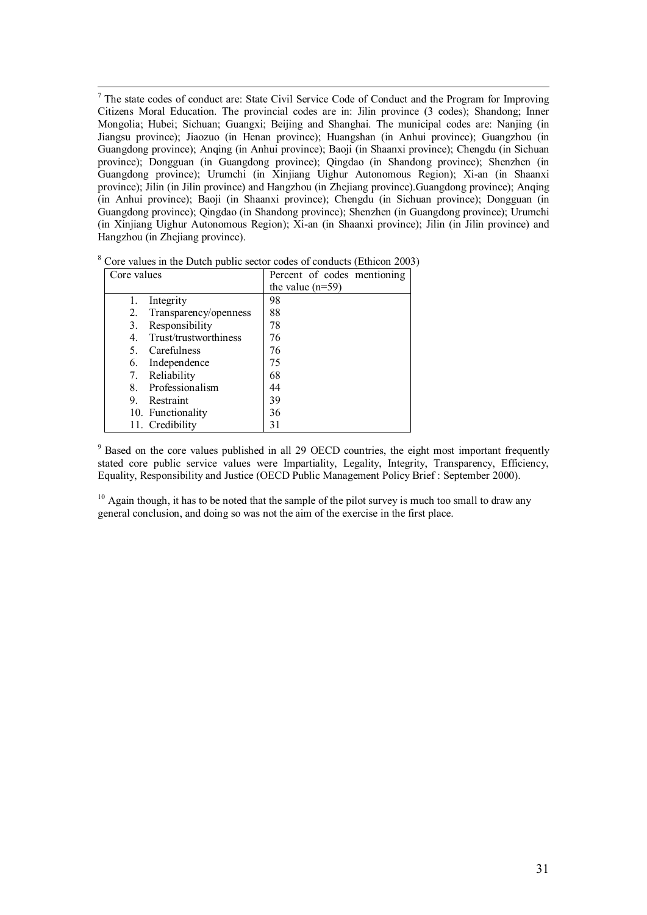[7] The state codes of conduct are: State Civil Service Code of Conduct and the Program for Improving Citizens Moral Education. The provincial codes are in: Jilin province (3 codes); Shandong; Inner Mongolia; Hubei; Sichuan; Guangxi; Beijing and Shanghai. The municipal codes are: Nanjing (in Jiangsu province); Jiaozuo (in Henan province); Huangshan (in Anhui province); Guangzhou (in Guangdong province); Anqing (in Anhui province); Baoji (in Shaanxi province); Chengdu (in Sichuan province); Dongguan (in Guangdong province); Qingdao (in Shandong province); Shenzhen (in Guangdong province); Urumchi (in Xinjiang Uighur Autonomous Region); Xi-an (in Shaanxi province); Jilin (in Jilin province) and Hangzhou (in Zhejiang province).Guangdong province); Anqing (in Anhui province); Baoji (in Shaanxi province); Chengdu (in Sichuan province); Dongguan (in Guangdong province); Qingdao (in Shandong province); Shenzhen (in Guangdong province); Urumchi (in Xinjiang Uighur Autonomous Region); Xi-an (in Shaanxi province); Jilin (in Jilin province) and Hangzhou (in Zhejiang province).

[8] Core values in the Dutch public sector codes of conducts (Ethicon 2003)

| Core values | Percent of codes mentioning the value (n=59) |
|---|---|
| 1. Integrity | 98 |
| 2. Transparency/openness | 88 |
| 3. Responsibility | 78 |
| 4. Trust/trustworthiness | 76 |
| 5. Carefulness | 76 |
| 6. Independence | 75 |
| 7. Reliability | 68 |
| 8. Professionalism | 44 |
| 9. Restraint | 39 |
| 10. Functionality | 36 |
| 11. Credibility | 31 |

[9] Based on the core values published in all 29 OECD countries, the eight most important frequently stated core public service values were Impartiality, Legality, Integrity, Transparency, Efficiency, Equality, Responsibility and Justice (OECD Public Management Policy Brief : September 2000).

[10] Again though, it has to be noted that the sample of the pilot survey is much too small to draw any general conclusion, and doing so was not the aim of the exercise in the first place.